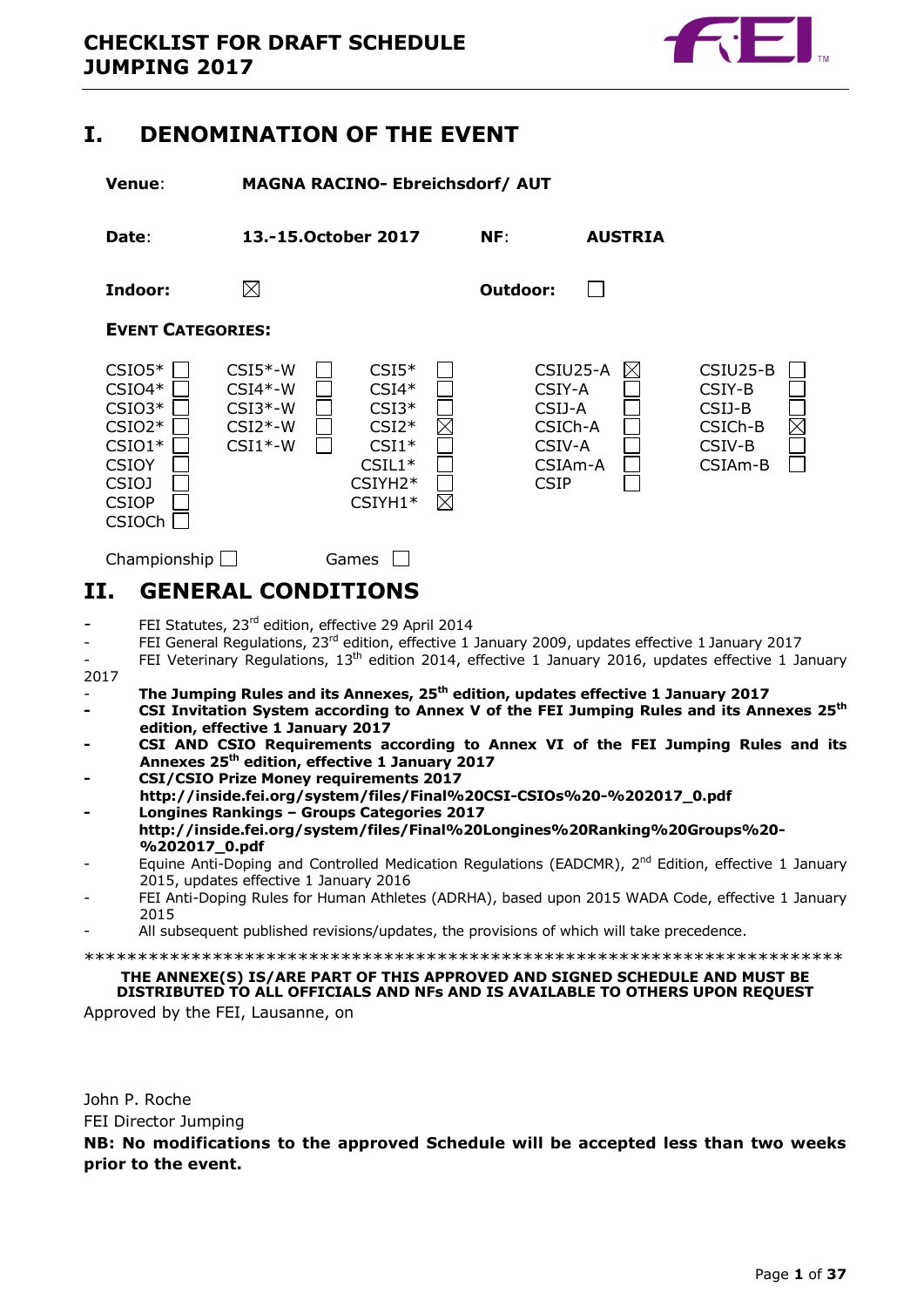# CHECKLIST FOR DRAFT SCHEDULE JUMPING 2017

## I. DENOMINATION OF THE EVENT

**Venue**: **MAGNA RACINO- Ebreichsdorf/ AUT**

**Date**: **13.-15.October 2017** **NF**: **AUSTRIA**

**Indoor:** ☒ **Outdoor:** ☐

**EVENT CATEGORIES:**

| | | | | |
|---|---|---|---|---|
| CSIO5* ☐ | CSI5*-W ☐ | CSI5* ☐ | CSIU25-A ☒ | CSIU25-B ☐ |
| CSIO4* ☐ | CSI4*-W ☐ | CSI4* ☐ | CSIY-A ☐ | CSIY-B ☐ |
| CSIO3* ☐ | CSI3*-W ☐ | CSI3* ☐ | CSIJ-A ☐ | CSIJ-B ☐ |
| CSIO2* ☐ | CSI2*-W ☐ | CSI2* ☒ | CSICh-A ☐ | CSICh-B ☒ |
| CSIO1* ☐ | CSI1*-W ☐ | CSI1* ☐ | CSIV-A ☐ | CSIV-B ☐ |
| CSIOY ☐ | | CSIL1* ☐ | CSIAm-A ☐ | CSIAm-B ☐ |
| CSIOJ ☐ | | CSIYH2* ☐ | CSIP ☐ | |
| CSIOP ☐ | | CSIYH1* ☒ | | |
| CSIOCh ☐ | | | | |

Championship ☐ Games ☐

## II. GENERAL CONDITIONS

- FEI Statutes, 23rd edition, effective 29 April 2014
- FEI General Regulations, 23rd edition, effective 1 January 2009, updates effective 1 January 2017
- FEI Veterinary Regulations, 13th edition 2014, effective 1 January 2016, updates effective 1 January 2017
- **The Jumping Rules and its Annexes, 25th edition, updates effective 1 January 2017**
- **CSI Invitation System according to Annex V of the FEI Jumping Rules and its Annexes 25th edition, effective 1 January 2017**
- **CSI AND CSIO Requirements according to Annex VI of the FEI Jumping Rules and its Annexes 25th edition, effective 1 January 2017**
- **CSI/CSIO Prize Money requirements 2017 http://inside.fei.org/system/files/Final%20CSI-CSIOs%20-%202017_0.pdf**
- **Longines Rankings – Groups Categories 2017 http://inside.fei.org/system/files/Final%20Longines%20Ranking%20Groups%20-%202017_0.pdf**
- Equine Anti-Doping and Controlled Medication Regulations (EADCMR), 2nd Edition, effective 1 January 2015, updates effective 1 January 2016
- FEI Anti-Doping Rules for Human Athletes (ADRHA), based upon 2015 WADA Code, effective 1 January 2015
- All subsequent published revisions/updates, the provisions of which will take precedence.

****************************************************************************

**THE ANNEXE(S) IS/ARE PART OF THIS APPROVED AND SIGNED SCHEDULE AND MUST BE DISTRIBUTED TO ALL OFFICIALS AND NFs AND IS AVAILABLE TO OTHERS UPON REQUEST**

Approved by the FEI, Lausanne, on

John P. Roche
FEI Director Jumping

**NB: No modifications to the approved Schedule will be accepted less than two weeks prior to the event.**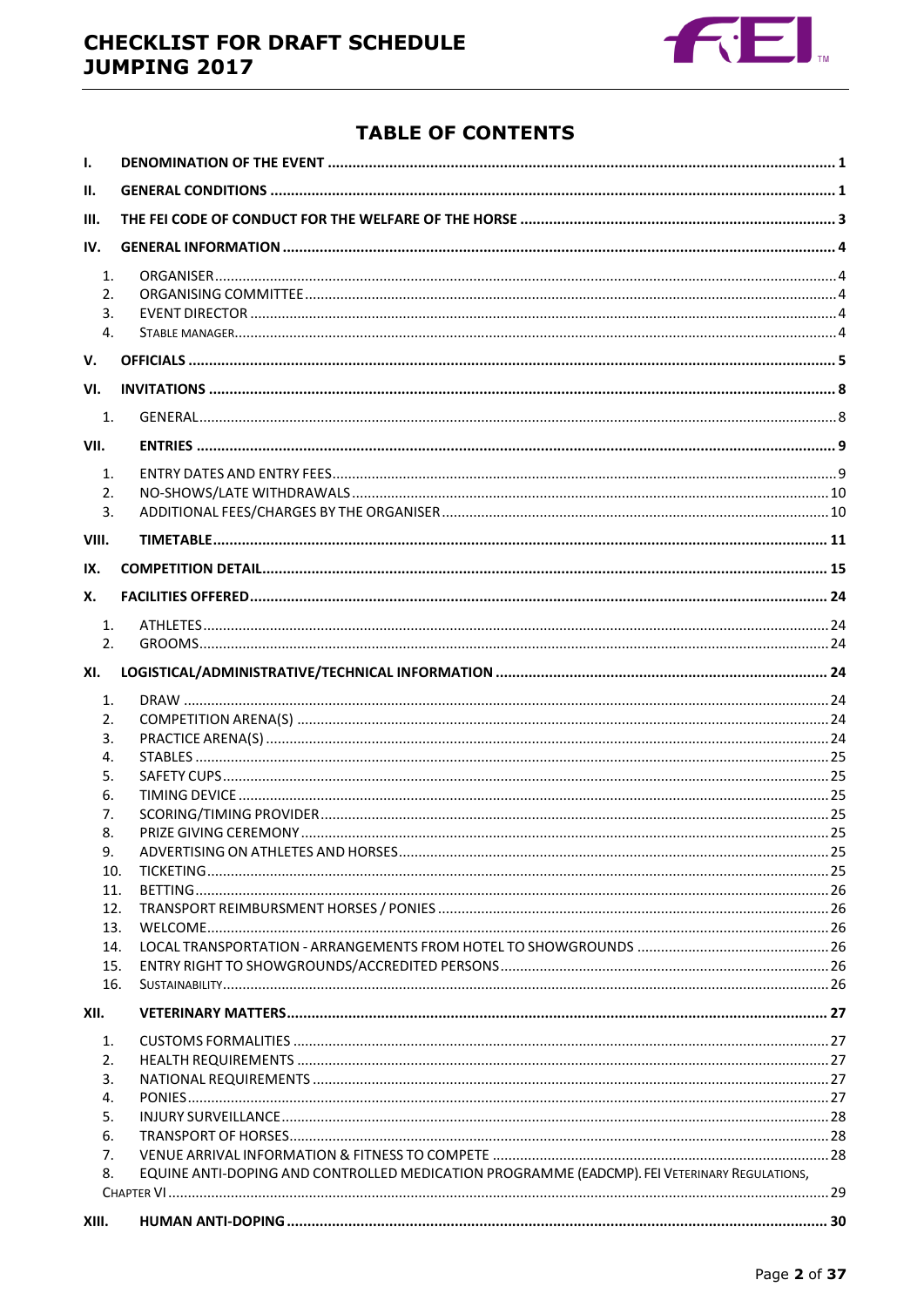# TABLE OF CONTENTS

- **I. DENOMINATION OF THE EVENT** ... 1
- **II. GENERAL CONDITIONS** ... 1
- **III. THE FEI CODE OF CONDUCT FOR THE WELFARE OF THE HORSE** ... 3
- **IV. GENERAL INFORMATION** ... 4
  1. ORGANISER ... 4
  2. ORGANISING COMMITTEE ... 4
  3. EVENT DIRECTOR ... 4
  4. STABLE MANAGER ... 4
- **V. OFFICIALS** ... 5
- **VI. INVITATIONS** ... 8
  1. GENERAL ... 8
- **VII. ENTRIES** ... 9
  1. ENTRY DATES AND ENTRY FEES ... 9
  2. NO-SHOWS/LATE WITHDRAWALS ... 10
  3. ADDITIONAL FEES/CHARGES BY THE ORGANISER ... 10
- **VIII. TIMETABLE** ... 11
- **IX. COMPETITION DETAIL** ... 15
- **X. FACILITIES OFFERED** ... 24
  1. ATHLETES ... 24
  2. GROOMS ... 24
- **XI. LOGISTICAL/ADMINISTRATIVE/TECHNICAL INFORMATION** ... 24
  1. DRAW ... 24
  2. COMPETITION ARENA(S) ... 24
  3. PRACTICE ARENA(S) ... 24
  4. STABLES ... 25
  5. SAFETY CUPS ... 25
  6. TIMING DEVICE ... 25
  7. SCORING/TIMING PROVIDER ... 25
  8. PRIZE GIVING CEREMONY ... 25
  9. ADVERTISING ON ATHLETES AND HORSES ... 25
  10. TICKETING ... 25
  11. BETTING ... 26
  12. TRANSPORT REIMBURSMENT HORSES / PONIES ... 26
  13. WELCOME ... 26
  14. LOCAL TRANSPORTATION - ARRANGEMENTS FROM HOTEL TO SHOWGROUNDS ... 26
  15. ENTRY RIGHT TO SHOWGROUNDS/ACCREDITED PERSONS ... 26
  16. SUSTAINABILITY ... 26
- **XII. VETERINARY MATTERS** ... 27
  1. CUSTOMS FORMALITIES ... 27
  2. HEALTH REQUIREMENTS ... 27
  3. NATIONAL REQUIREMENTS ... 27
  4. PONIES ... 27
  5. INJURY SURVEILLANCE ... 28
  6. TRANSPORT OF HORSES ... 28
  7. VENUE ARRIVAL INFORMATION & FITNESS TO COMPETE ... 28
  8. EQUINE ANTI-DOPING AND CONTROLLED MEDICATION PROGRAMME (EADCMP). FEI VETERINARY REGULATIONS, CHAPTER VI ... 29
- **XIII. HUMAN ANTI-DOPING** ... 30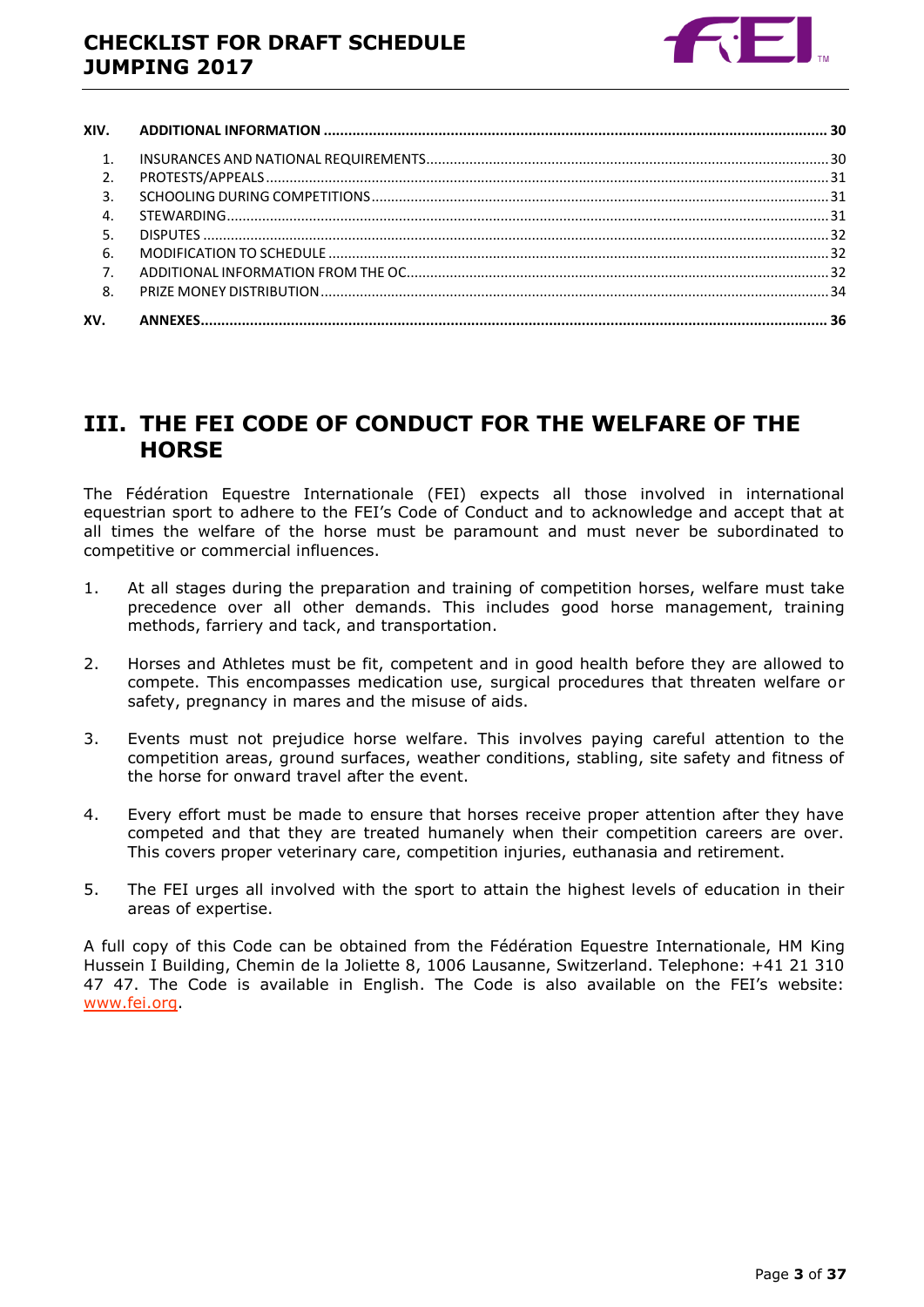| | | |
|---|---|---|
| **XIV.** | **ADDITIONAL INFORMATION** | **30** |
| 1. | INSURANCES AND NATIONAL REQUIREMENTS | 30 |
| 2. | PROTESTS/APPEALS | 31 |
| 3. | SCHOOLING DURING COMPETITIONS | 31 |
| 4. | STEWARDING | 31 |
| 5. | DISPUTES | 32 |
| 6. | MODIFICATION TO SCHEDULE | 32 |
| 7. | ADDITIONAL INFORMATION FROM THE OC | 32 |
| 8. | PRIZE MONEY DISTRIBUTION | 34 |
| **XV.** | **ANNEXES** | **36** |

# III. THE FEI CODE OF CONDUCT FOR THE WELFARE OF THE HORSE

The Fédération Equestre Internationale (FEI) expects all those involved in international equestrian sport to adhere to the FEI's Code of Conduct and to acknowledge and accept that at all times the welfare of the horse must be paramount and must never be subordinated to competitive or commercial influences.

1. At all stages during the preparation and training of competition horses, welfare must take precedence over all other demands. This includes good horse management, training methods, farriery and tack, and transportation.

2. Horses and Athletes must be fit, competent and in good health before they are allowed to compete. This encompasses medication use, surgical procedures that threaten welfare or safety, pregnancy in mares and the misuse of aids.

3. Events must not prejudice horse welfare. This involves paying careful attention to the competition areas, ground surfaces, weather conditions, stabling, site safety and fitness of the horse for onward travel after the event.

4. Every effort must be made to ensure that horses receive proper attention after they have competed and that they are treated humanely when their competition careers are over. This covers proper veterinary care, competition injuries, euthanasia and retirement.

5. The FEI urges all involved with the sport to attain the highest levels of education in their areas of expertise.

A full copy of this Code can be obtained from the Fédération Equestre Internationale, HM King Hussein I Building, Chemin de la Joliette 8, 1006 Lausanne, Switzerland. Telephone: +41 21 310 47 47. The Code is available in English. The Code is also available on the FEI's website: www.fei.org.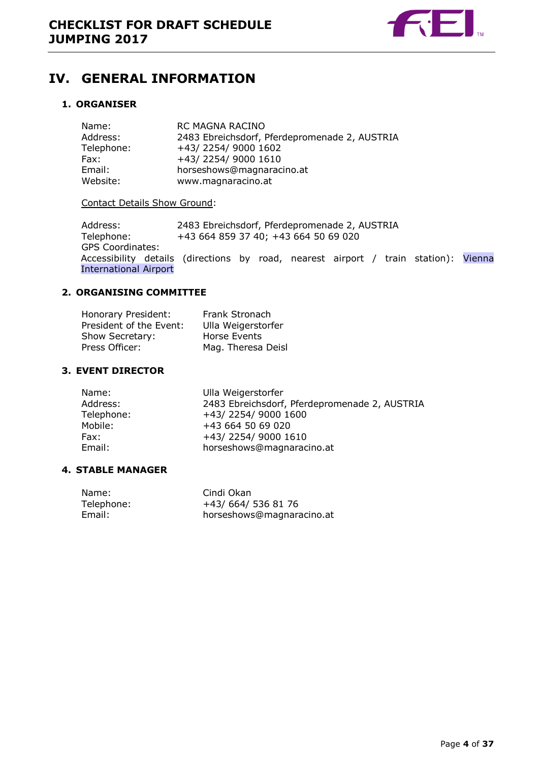## IV. GENERAL INFORMATION

### 1. ORGANISER

Name: RC MAGNA RACINO
Address: 2483 Ebreichsdorf, Pferdepromenade 2, AUSTRIA
Telephone: +43/ 2254/ 9000 1602
Fax: +43/ 2254/ 9000 1610
Email: horseshows@magnaracino.at
Website: www.magnaracino.at

Contact Details Show Ground:

Address: 2483 Ebreichsdorf, Pferdepromenade 2, AUSTRIA
Telephone: +43 664 859 37 40; +43 664 50 69 020
GPS Coordinates:
Accessibility details (directions by road, nearest airport / train station): Vienna International Airport

### 2. ORGANISING COMMITTEE

Honorary President: Frank Stronach
President of the Event: Ulla Weigerstorfer
Show Secretary: Horse Events
Press Officer: Mag. Theresa Deisl

### 3. EVENT DIRECTOR

Name: Ulla Weigerstorfer
Address: 2483 Ebreichsdorf, Pferdepromenade 2, AUSTRIA
Telephone: +43/ 2254/ 9000 1600
Mobile: +43 664 50 69 020
Fax: +43/ 2254/ 9000 1610
Email: horseshows@magnaracino.at

### 4. STABLE MANAGER

Name: Cindi Okan
Telephone: +43/ 664/ 536 81 76
Email: horseshows@magnaracino.at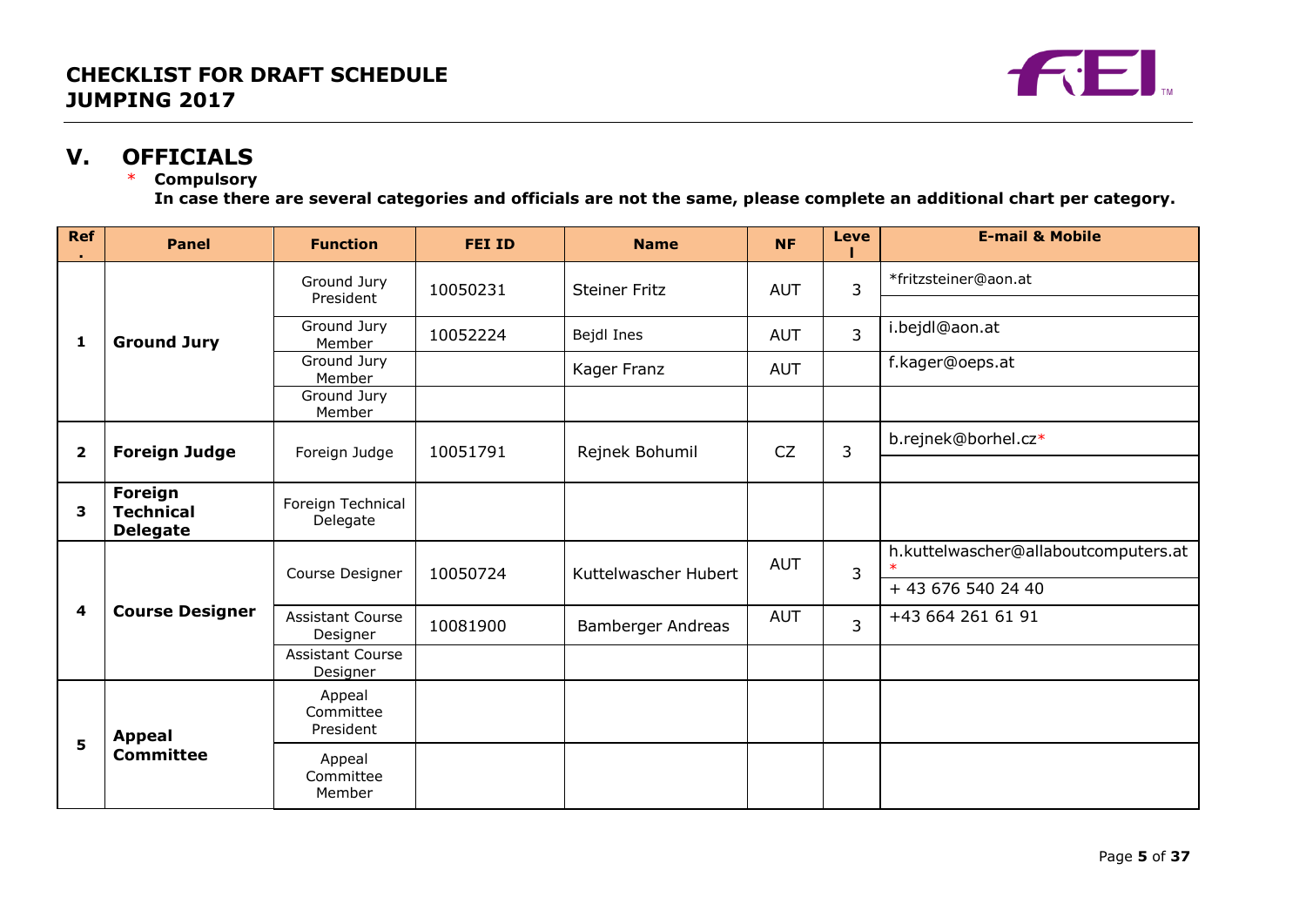## V. OFFICIALS

\* **Compulsory**

**In case there are several categories and officials are not the same, please complete an additional chart per category.**

| Ref. | Panel | Function | FEI ID | Name | NF | Level | E-mail & Mobile |
|---|---|---|---|---|---|---|---|
| 1 | Ground Jury | Ground Jury President | 10050231 | Steiner Fritz | AUT | 3 | *fritzsteiner@aon.at |
| | | | | | | | |
| | | Ground Jury Member | 10052224 | Bejdl Ines | AUT | 3 | i.bejdl@aon.at |
| | | Ground Jury Member | | Kager Franz | AUT | | f.kager@oeps.at |
| | | Ground Jury Member | | | | | |
| 2 | Foreign Judge | Foreign Judge | 10051791 | Rejnek Bohumil | CZ | 3 | b.rejnek@borhel.cz* |
| | | | | | | | |
| 3 | Foreign Technical Delegate | Foreign Technical Delegate | | | | | |
| 4 | Course Designer | Course Designer | 10050724 | Kuttelwascher Hubert | AUT | 3 | h.kuttelwascher@allaboutcomputers.at * |
| | | | | | | | + 43 676 540 24 40 |
| | | Assistant Course Designer | 10081900 | Bamberger Andreas | AUT | 3 | +43 664 261 61 91 |
| | | Assistant Course Designer | | | | | |
| 5 | Appeal Committee | Appeal Committee President | | | | | |
| | | Appeal Committee Member | | | | | |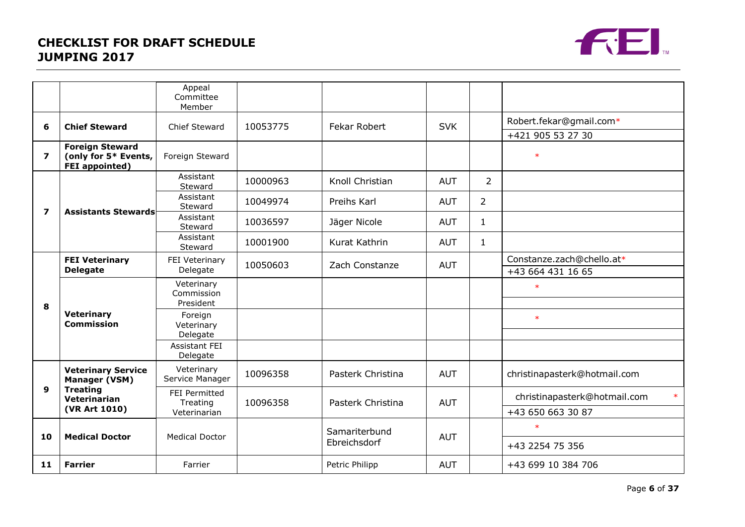# CHECKLIST FOR DRAFT SCHEDULE JUMPING 2017

| | | | | | | | |
|---|---|---|---|---|---|---|---|
| | | Appeal Committee Member | | | | | |
| **6** | **Chief Steward** | Chief Steward | 10053775 | Fekar Robert | SVK | | Robert.fekar@gmail.com* <br> +421 905 53 27 30 |
| **7** | **Foreign Steward (only for 5* Events, FEI appointed)** | Foreign Steward | | | | | * |
| **7** | **Assistants Stewards** | Assistant Steward | 10000963 | Knoll Christian | AUT | 2 | |
| | | Assistant Steward | 10049974 | Preihs Karl | AUT | 2 | |
| | | Assistant Steward | 10036597 | Jäger Nicole | AUT | 1 | |
| | | Assistant Steward | 10001900 | Kurat Kathrin | AUT | 1 | |
| **8** | **FEI Veterinary Delegate** | FEI Veterinary Delegate | 10050603 | Zach Constanze | AUT | | Constanze.zach@chello.at* <br> +43 664 431 16 65 |
| | **Veterinary Commission** | Veterinary Commission President | | | | | * |
| | | Foreign Veterinary Delegate | | | | | * |
| | | Assistant FEI Delegate | | | | | |
| **9** | **Veterinary Service Manager (VSM)** | Veterinary Service Manager | 10096358 | Pasterk Christina | AUT | | christinapasterk@hotmail.com |
| | **Treating Veterinarian (VR Art 1010)** | FEI Permitted Treating Veterinarian | 10096358 | Pasterk Christina | AUT | | christinapasterk@hotmail.com * <br> +43 650 663 30 87 |
| **10** | **Medical Doctor** | Medical Doctor | | Samariterbund Ebreichsdorf | AUT | | * <br> +43 2254 75 356 |
| **11** | **Farrier** | Farrier | | Petric Philipp | AUT | | +43 699 10 384 706 |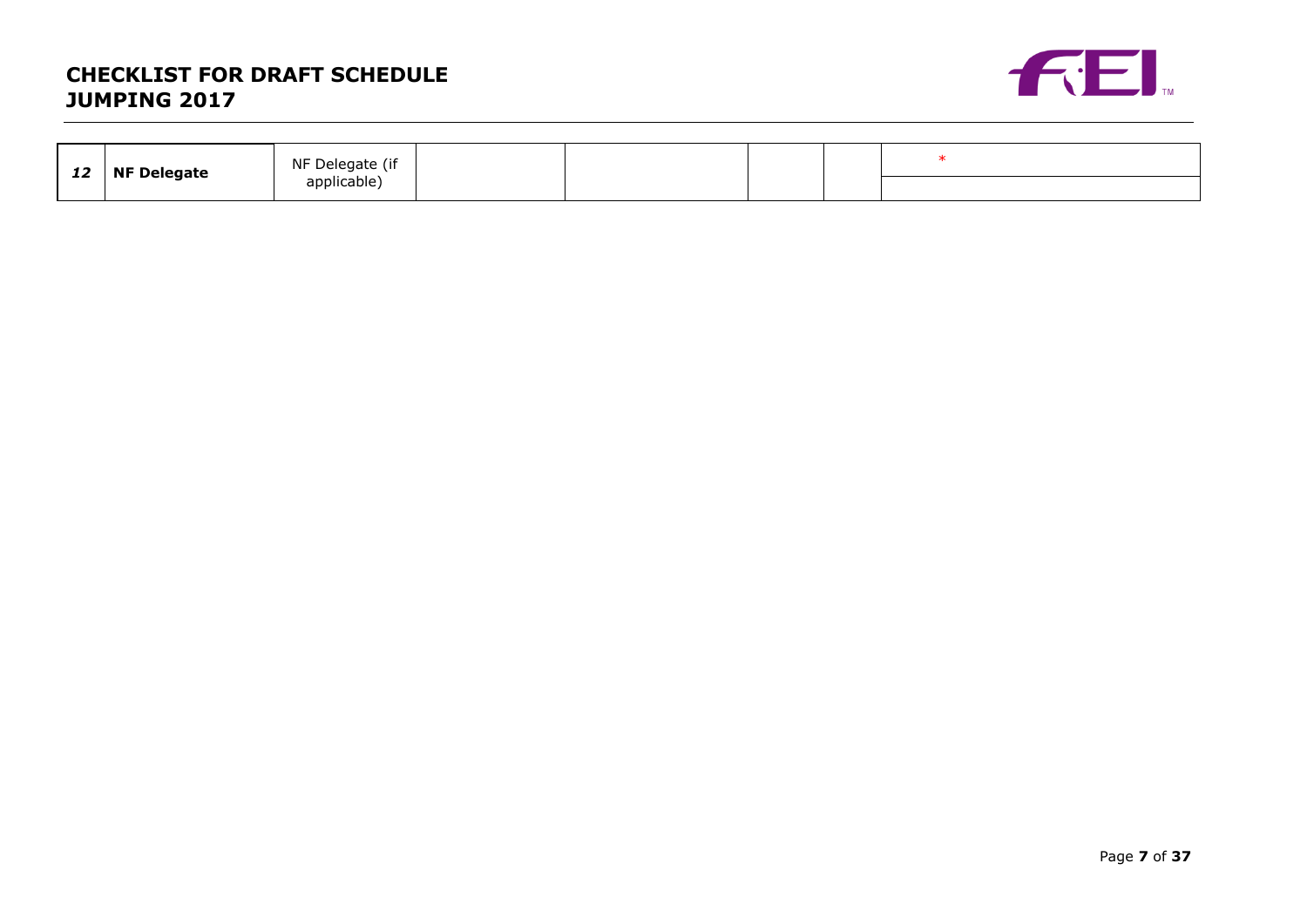| | | | | | | | |
|---|---|---|---|---|---|---|---|
| ***12*** | **NF Delegate** | NF Delegate (if applicable) | | | | | * |
| | | | | | | | |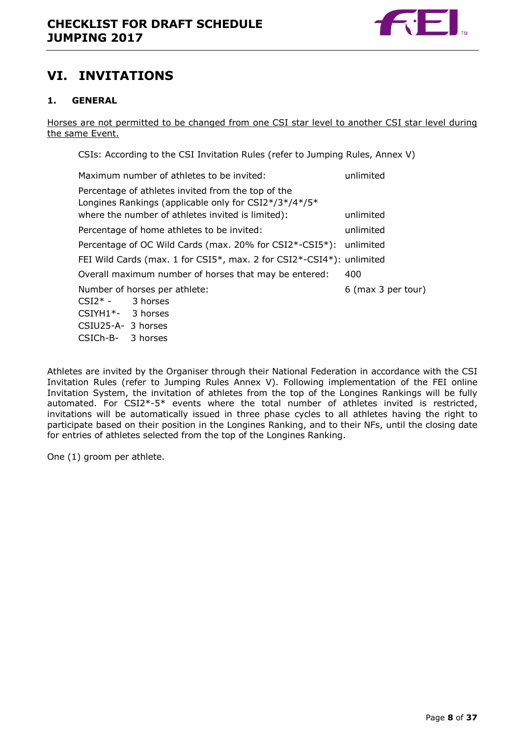# VI. INVITATIONS

## 1. GENERAL

<u>Horses are not permitted to be changed from one CSI star level to another CSI star level during the same Event.</u>

CSIs: According to the CSI Invitation Rules (refer to Jumping Rules, Annex V)

| | |
|---|---|
| Maximum number of athletes to be invited: | unlimited |
| Percentage of athletes invited from the top of the Longines Rankings (applicable only for CSI2*/3*/4*/5* where the number of athletes invited is limited): | unlimited |
| Percentage of home athletes to be invited: | unlimited |
| Percentage of OC Wild Cards (max. 20% for CSI2*-CSI5*): | unlimited |
| FEI Wild Cards (max. 1 for CSI5*, max. 2 for CSI2*-CSI4*): | unlimited |
| Overall maximum number of horses that may be entered: | 400 |
| Number of horses per athlete: | 6 (max 3 per tour) |

CSI2* - 3 horses
CSIYH1*- 3 horses
CSIU25-A- 3 horses
CSICh-B- 3 horses

Athletes are invited by the Organiser through their National Federation in accordance with the CSI Invitation Rules (refer to Jumping Rules Annex V). Following implementation of the FEI online Invitation System, the invitation of athletes from the top of the Longines Rankings will be fully automated. For CSI2*-5* events where the total number of athletes invited is restricted, invitations will be automatically issued in three phase cycles to all athletes having the right to participate based on their position in the Longines Ranking, and to their NFs, until the closing date for entries of athletes selected from the top of the Longines Ranking.

One (1) groom per athlete.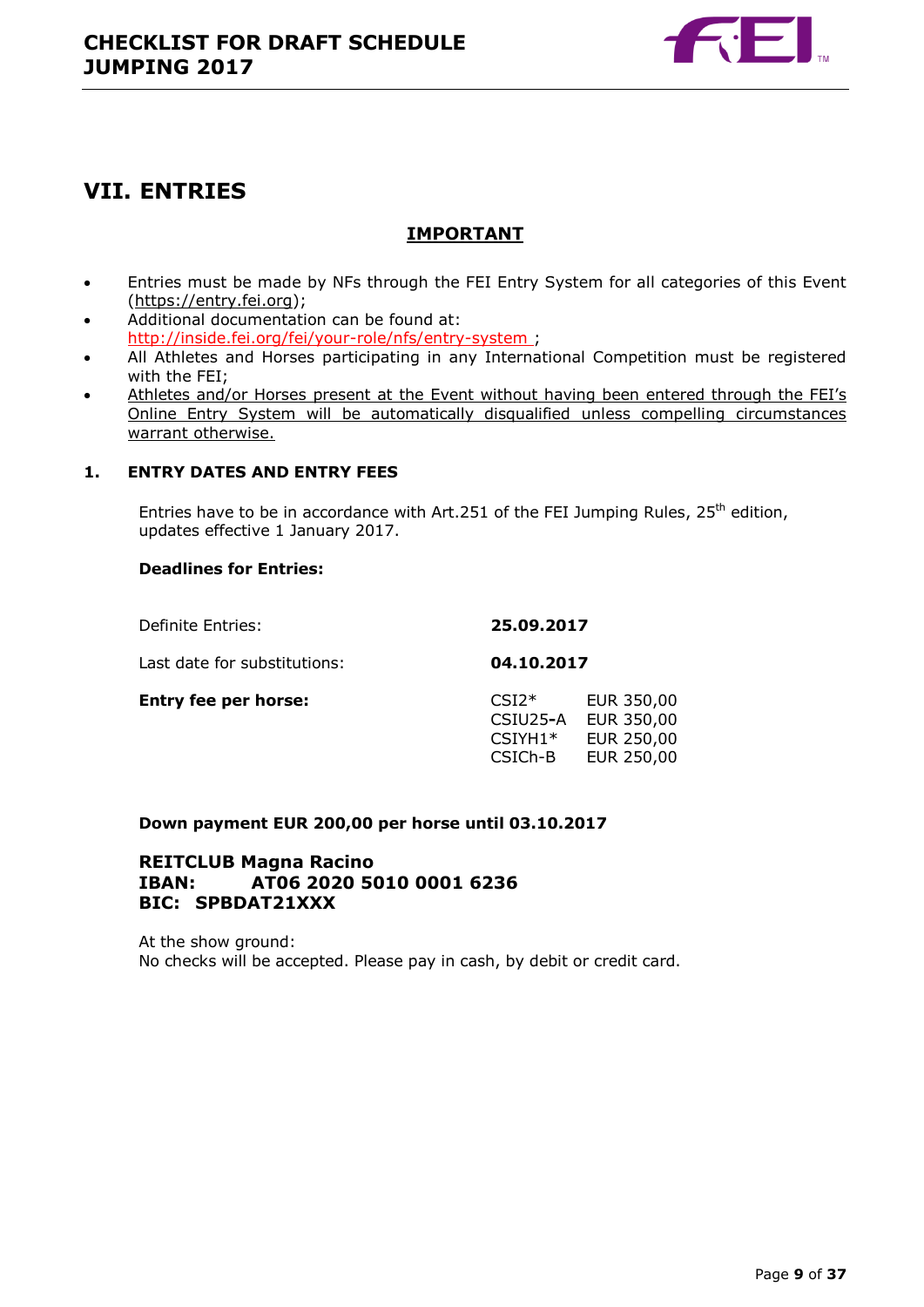# VII. ENTRIES

## IMPORTANT

- Entries must be made by NFs through the FEI Entry System for all categories of this Event (https://entry.fei.org);
- Additional documentation can be found at: http://inside.fei.org/fei/your-role/nfs/entry-system ;
- All Athletes and Horses participating in any International Competition must be registered with the FEI;
- Athletes and/or Horses present at the Event without having been entered through the FEI's Online Entry System will be automatically disqualified unless compelling circumstances warrant otherwise.

### 1. ENTRY DATES AND ENTRY FEES

Entries have to be in accordance with Art.251 of the FEI Jumping Rules, 25th edition, updates effective 1 January 2017.

**Deadlines for Entries:**

| | | |
|---|---|---|
| Definite Entries: | **25.09.2017** | |
| Last date for substitutions: | **04.10.2017** | |
| **Entry fee per horse:** | CSI2* | EUR 350,00 |
| | CSIU25-A | EUR 350,00 |
| | CSIYH1* | EUR 250,00 |
| | CSICh-B | EUR 250,00 |

**Down payment EUR 200,00 per horse until 03.10.2017**

**REITCLUB Magna Racino**
**IBAN: AT06 2020 5010 0001 6236**
**BIC: SPBDAT21XXX**

At the show ground:
No checks will be accepted. Please pay in cash, by debit or credit card.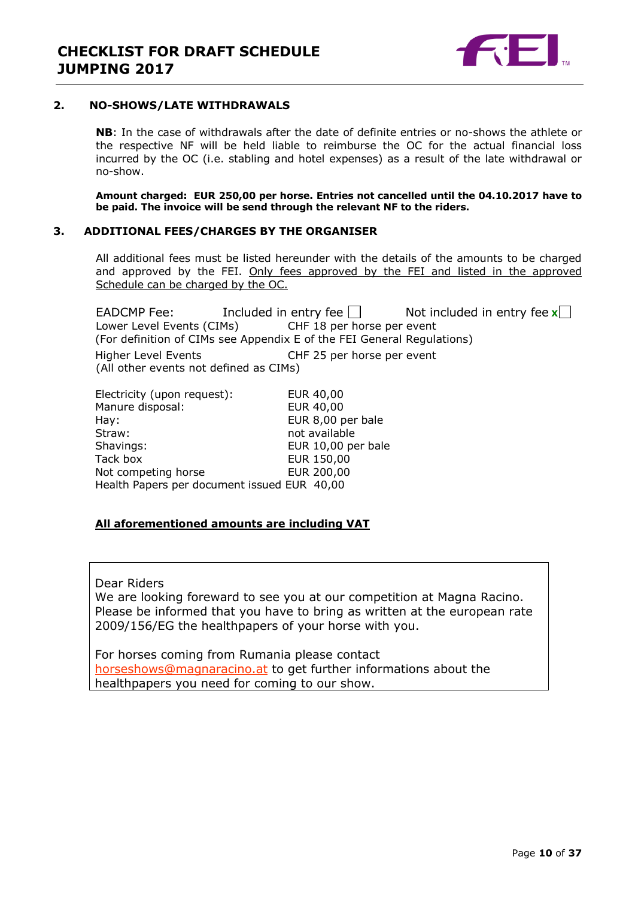## 2. NO-SHOWS/LATE WITHDRAWALS

**NB**: In the case of withdrawals after the date of definite entries or no-shows the athlete or the respective NF will be held liable to reimburse the OC for the actual financial loss incurred by the OC (i.e. stabling and hotel expenses) as a result of the late withdrawal or no-show.

**Amount charged: EUR 250,00 per horse. Entries not cancelled until the 04.10.2017 have to be paid. The invoice will be send through the relevant NF to the riders.**

## 3. ADDITIONAL FEES/CHARGES BY THE ORGANISER

All additional fees must be listed hereunder with the details of the amounts to be charged and approved by the FEI. <u>Only fees approved by the FEI and listed in the approved Schedule can be charged by the OC.</u>

EADCMP Fee: Included in entry fee ☐ Not included in entry fee x☐

| | |
|---|---|
| Lower Level Events (CIMs) | CHF 18 per horse per event |
| (For definition of CIMs see Appendix E of the FEI General Regulations) | |
| Higher Level Events | CHF 25 per horse per event |
| (All other events not defined as CIMs) | |

| | |
|---|---|
| Electricity (upon request): | EUR 40,00 |
| Manure disposal: | EUR 40,00 |
| Hay: | EUR 8,00 per bale |
| Straw: | not available |
| Shavings: | EUR 10,00 per bale |
| Tack box | EUR 150,00 |
| Not competing horse | EUR 200,00 |
| Health Papers per document issued | EUR 40,00 |

**<u>All aforementioned amounts are including VAT</u>**

Dear Riders
We are looking foreward to see you at our competition at Magna Racino. Please be informed that you have to bring as written at the european rate 2009/156/EG the healthpapers of your horse with you.

For horses coming from Rumania please contact horseshows@magnaracino.at to get further informations about the healthpapers you need for coming to our show.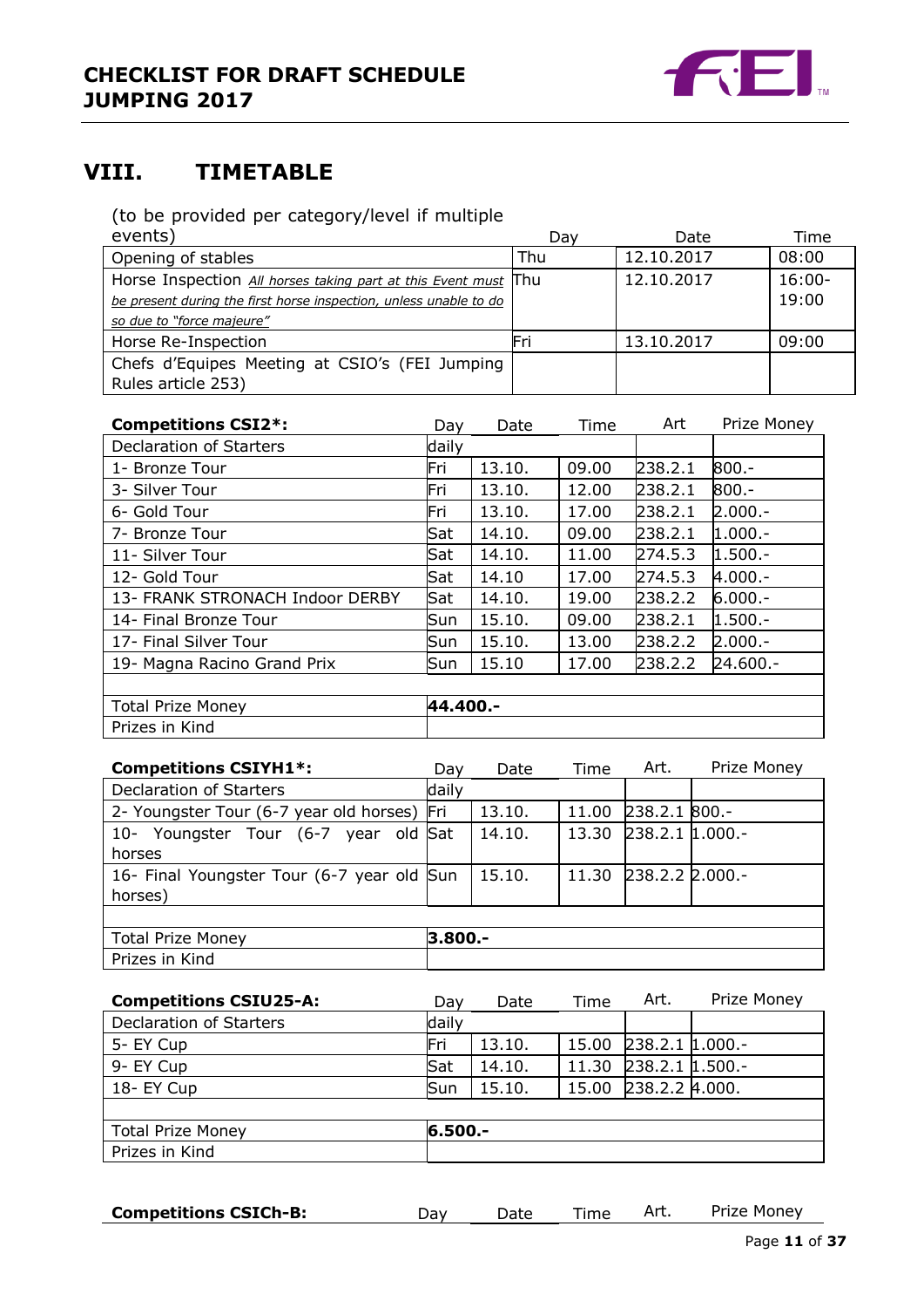# VIII. TIMETABLE

| (to be provided per category/level if multiple events) | Day | Date | Time |
|---|---|---|---|
| Opening of stables | Thu | 12.10.2017 | 08:00 |
| Horse Inspection *All horses taking part at this Event must be present during the first horse inspection, unless unable to do so due to "force majeure"* | Thu | 12.10.2017 | 16:00-19:00 |
| Horse Re-Inspection | Fri | 13.10.2017 | 09:00 |
| Chefs d'Equipes Meeting at CSIO's (FEI Jumping Rules article 253) | | | |

| **Competitions CSI2*:** | Day | Date | Time | Art | Prize Money |
|---|---|---|---|---|---|
| Declaration of Starters | daily | | | | |
| 1- Bronze Tour | Fri | 13.10. | 09.00 | 238.2.1 | 800.- |
| 3- Silver Tour | Fri | 13.10. | 12.00 | 238.2.1 | 800.- |
| 6- Gold Tour | Fri | 13.10. | 17.00 | 238.2.1 | 2.000.- |
| 7- Bronze Tour | Sat | 14.10. | 09.00 | 238.2.1 | 1.000.- |
| 11- Silver Tour | Sat | 14.10. | 11.00 | 274.5.3 | 1.500.- |
| 12- Gold Tour | Sat | 14.10 | 17.00 | 274.5.3 | 4.000.- |
| 13- FRANK STRONACH Indoor DERBY | Sat | 14.10. | 19.00 | 238.2.2 | 6.000.- |
| 14- Final Bronze Tour | Sun | 15.10. | 09.00 | 238.2.1 | 1.500.- |
| 17- Final Silver Tour | Sun | 15.10. | 13.00 | 238.2.2 | 2.000.- |
| 19- Magna Racino Grand Prix | Sun | 15.10 | 17.00 | 238.2.2 | 24.600.- |
| | | | | | |
| Total Prize Money | **44.400.-** | | | | |
| Prizes in Kind | | | | | |

| **Competitions CSIYH1*:** | Day | Date | Time | Art. | Prize Money |
|---|---|---|---|---|---|
| Declaration of Starters | daily | | | | |
| 2- Youngster Tour (6-7 year old horses) | Fri | 13.10. | 11.00 | 238.2.1 | 800.- |
| 10- Youngster Tour (6-7 year old horses | Sat | 14.10. | 13.30 | 238.2.1 | 1.000.- |
| 16- Final Youngster Tour (6-7 year old horses) | Sun | 15.10. | 11.30 | 238.2.2 | 2.000.- |
| | | | | | |
| Total Prize Money | **3.800.-** | | | | |
| Prizes in Kind | | | | | |

| **Competitions CSIU25-A:** | Day | Date | Time | Art. | Prize Money |
|---|---|---|---|---|---|
| Declaration of Starters | daily | | | | |
| 5- EY Cup | Fri | 13.10. | 15.00 | 238.2.1 | 1.000.- |
| 9- EY Cup | Sat | 14.10. | 11.30 | 238.2.1 | 1.500.- |
| 18- EY Cup | Sun | 15.10. | 15.00 | 238.2.2 | 4.000. |
| | | | | | |
| Total Prize Money | **6.500.-** | | | | |
| Prizes in Kind | | | | | |

| **Competitions CSICh-B:** | Day | Date | Time | Art. | Prize Money |
|---|---|---|---|---|---|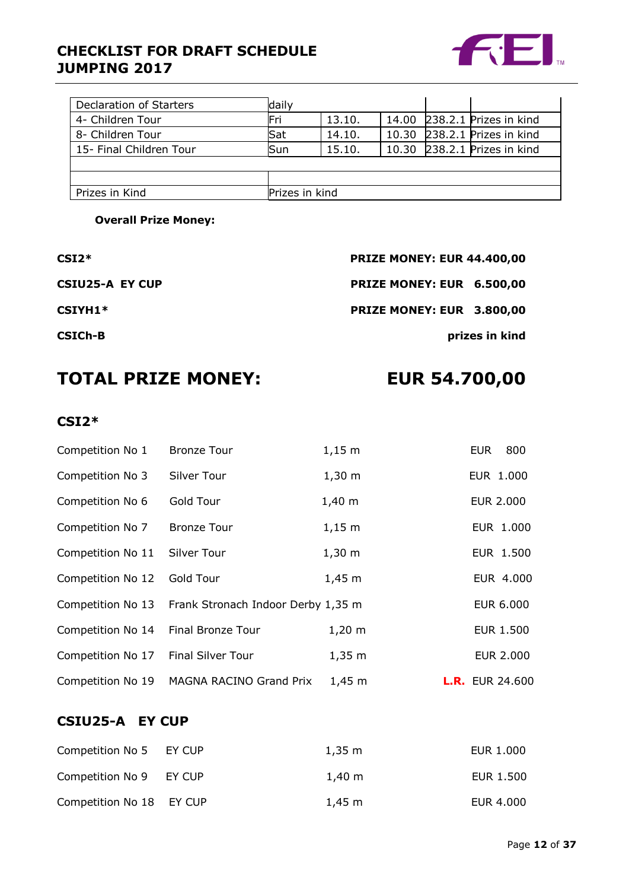| Declaration of Starters | daily | | | | |
|---|---|---|---|---|---|
| 4- Children Tour | Fri | 13.10. | 14.00 | 238.2.1 | Prizes in kind |
| 8- Children Tour | Sat | 14.10. | 10.30 | 238.2.1 | Prizes in kind |
| 15- Final Children Tour | Sun | 15.10. | 10.30 | 238.2.1 | Prizes in kind |
| | | | | | |
| | | | | | |
| Prizes in Kind | Prizes in kind | | | | |

**Overall Prize Money:**

| | |
|---|---|
| **CSI2*** | **PRIZE MONEY: EUR 44.400,00** |
| **CSIU25-A EY CUP** | **PRIZE MONEY: EUR 6.500,00** |
| **CSIYH1*** | **PRIZE MONEY: EUR 3.800,00** |
| **CSICh-B** | **prizes in kind** |

## TOTAL PRIZE MONEY: EUR 54.700,00

### CSI2*

| | | | |
|---|---|---|---|
| Competition No 1 | Bronze Tour | 1,15 m | EUR 800 |
| Competition No 3 | Silver Tour | 1,30 m | EUR 1.000 |
| Competition No 6 | Gold Tour | 1,40 m | EUR 2.000 |
| Competition No 7 | Bronze Tour | 1,15 m | EUR 1.000 |
| Competition No 11 | Silver Tour | 1,30 m | EUR 1.500 |
| Competition No 12 | Gold Tour | 1,45 m | EUR 4.000 |
| Competition No 13 | Frank Stronach Indoor Derby | 1,35 m | EUR 6.000 |
| Competition No 14 | Final Bronze Tour | 1,20 m | EUR 1.500 |
| Competition No 17 | Final Silver Tour | 1,35 m | EUR 2.000 |
| Competition No 19 | MAGNA RACINO Grand Prix | 1,45 m | **L.R.** EUR 24.600 |

### CSIU25-A EY CUP

| | | | |
|---|---|---|---|
| Competition No 5 | EY CUP | 1,35 m | EUR 1.000 |
| Competition No 9 | EY CUP | 1,40 m | EUR 1.500 |
| Competition No 18 | EY CUP | 1,45 m | EUR 4.000 |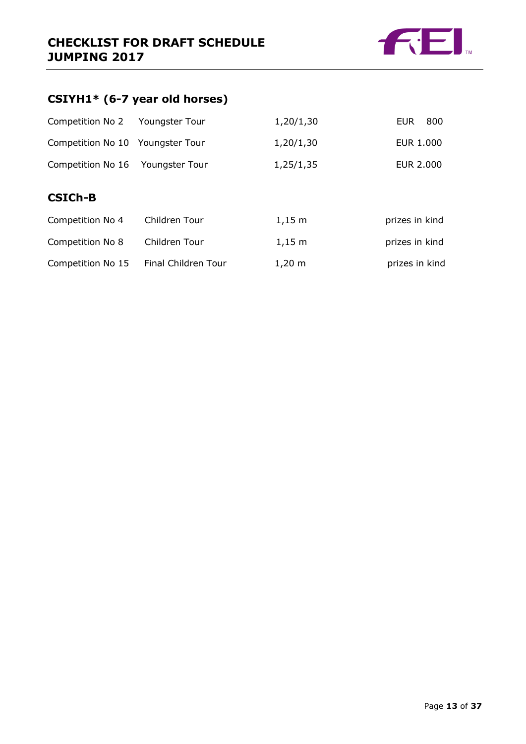## CSIYH1* (6-7 year old horses)

| | | | |
|---|---|---|---|
| Competition No 2 | Youngster Tour | 1,20/1,30 | EUR 800 |
| Competition No 10 | Youngster Tour | 1,20/1,30 | EUR 1.000 |
| Competition No 16 | Youngster Tour | 1,25/1,35 | EUR 2.000 |

## CSICh-B

| | | | |
|---|---|---|---|
| Competition No 4 | Children Tour | 1,15 m | prizes in kind |
| Competition No 8 | Children Tour | 1,15 m | prizes in kind |
| Competition No 15 | Final Children Tour | 1,20 m | prizes in kind |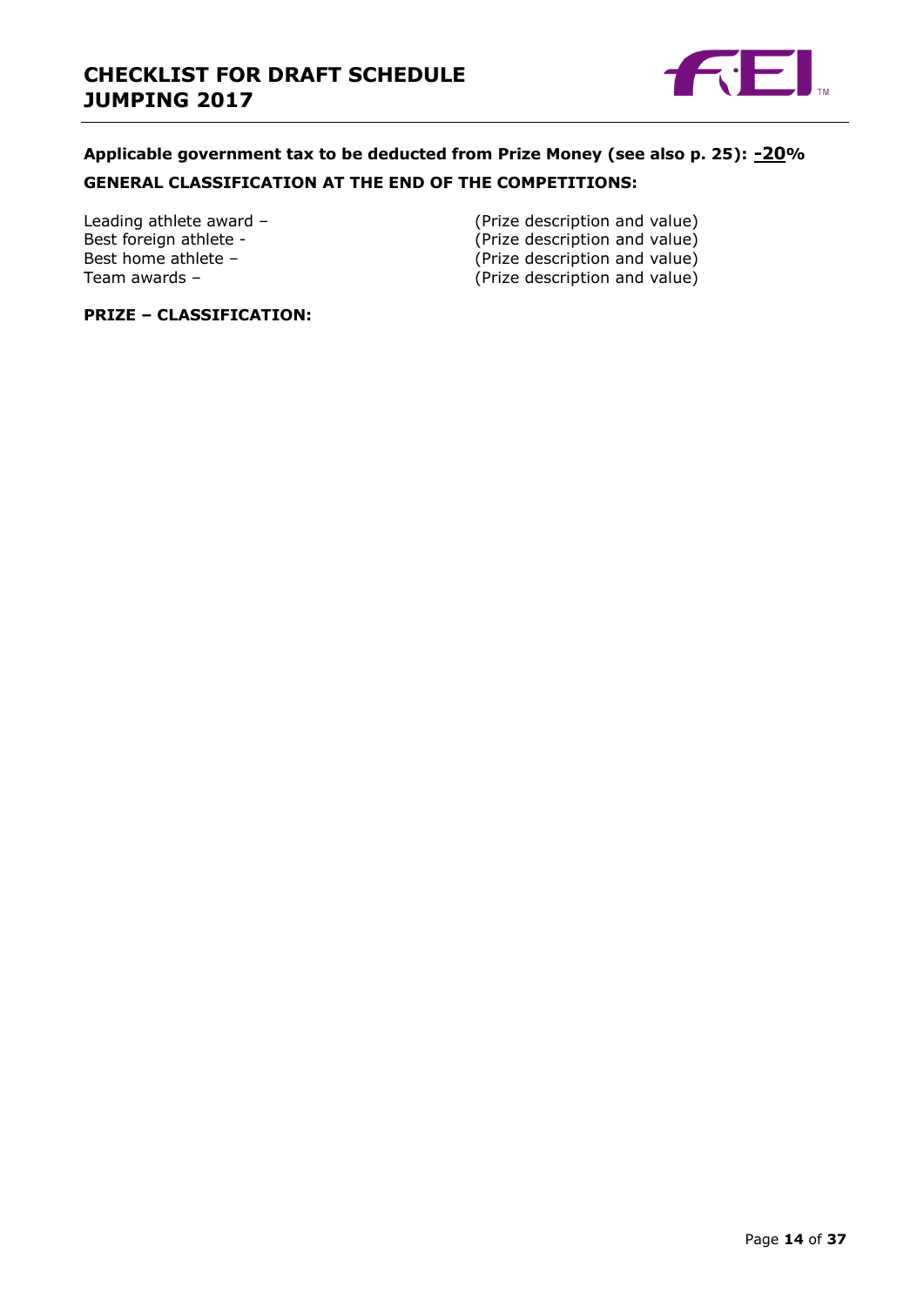**Applicable government tax to be deducted from Prize Money (see also p. 25): -20%**

**GENERAL CLASSIFICATION AT THE END OF THE COMPETITIONS:**

| | |
|---|---|
| Leading athlete award – | (Prize description and value) |
| Best foreign athlete - | (Prize description and value) |
| Best home athlete – | (Prize description and value) |
| Team awards – | (Prize description and value) |

**PRIZE – CLASSIFICATION:**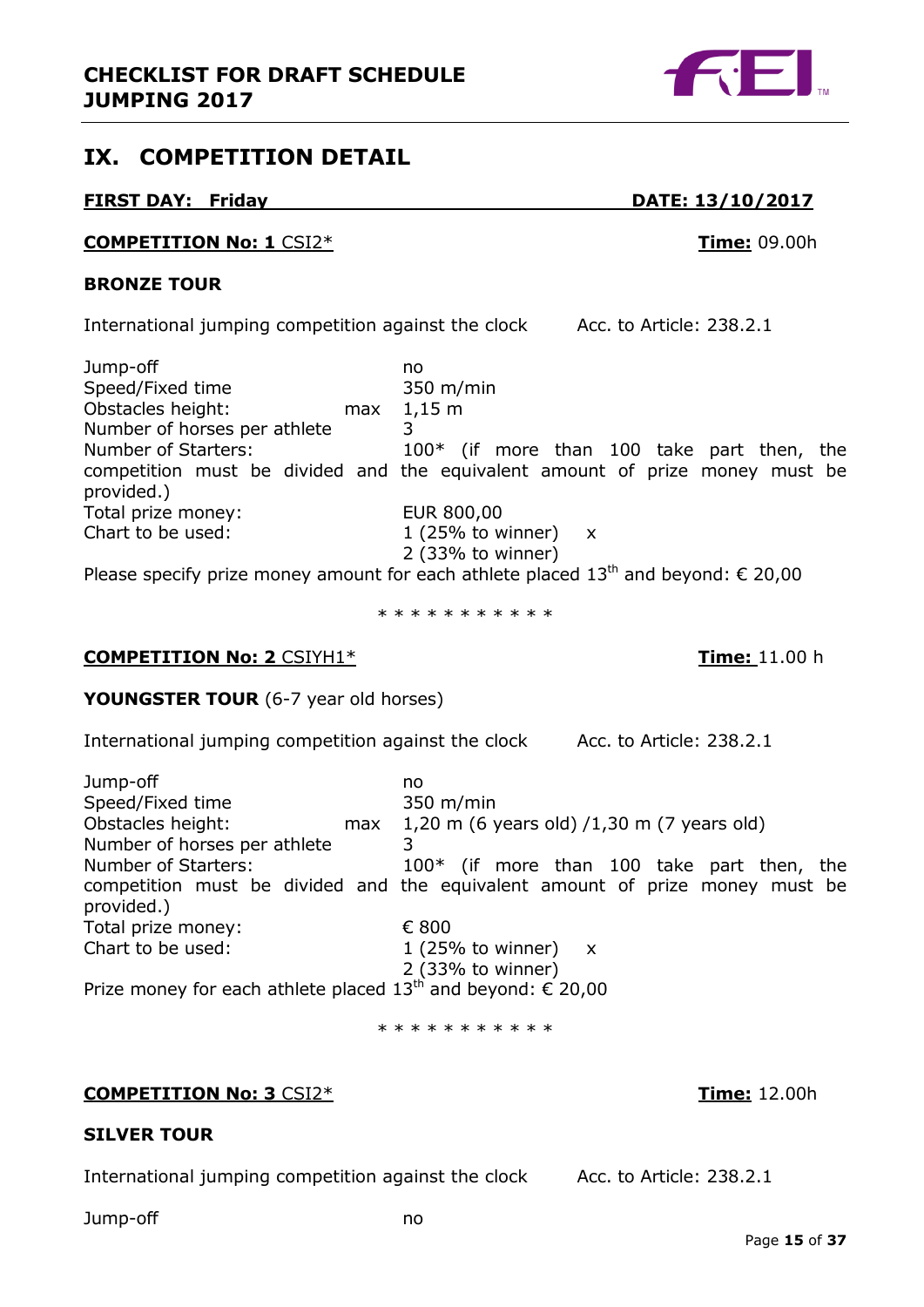## IX. COMPETITION DETAIL

**FIRST DAY: Friday** **DATE: 13/10/2017**

**COMPETITION No: 1** CSI2* **Time:** 09.00h

**BRONZE TOUR**

International jumping competition against the clock Acc. to Article: 238.2.1

Jump-off: no
Speed/Fixed time: 350 m/min
Obstacles height: max 1,15 m
Number of horses per athlete: 3
Number of Starters: 100* (if more than 100 take part then, the competition must be divided and the equivalent amount of prize money must be provided.)
Total prize money: EUR 800,00
Chart to be used: 1 (25% to winner) x
2 (33% to winner)

Please specify prize money amount for each athlete placed 13th and beyond: € 20,00

* * * * * * * * * * *

**COMPETITION No: 2** CSIYH1* **Time:** 11.00 h

**YOUNGSTER TOUR** (6-7 year old horses)

International jumping competition against the clock Acc. to Article: 238.2.1

Jump-off: no
Speed/Fixed time: 350 m/min
Obstacles height: max 1,20 m (6 years old) /1,30 m (7 years old)
Number of horses per athlete: 3
Number of Starters: 100* (if more than 100 take part then, the competition must be divided and the equivalent amount of prize money must be provided.)
Total prize money: € 800
Chart to be used: 1 (25% to winner) x
2 (33% to winner)

Prize money for each athlete placed 13th and beyond: € 20,00

* * * * * * * * * * *

**COMPETITION No: 3** CSI2* **Time:** 12.00h

**SILVER TOUR**

International jumping competition against the clock Acc. to Article: 238.2.1

Jump-off: no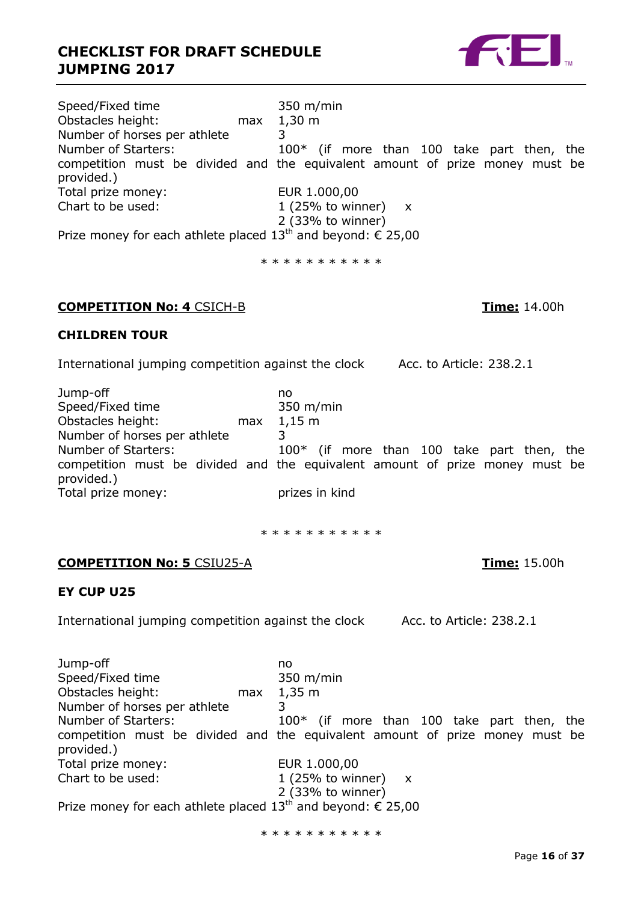Speed/Fixed time 350 m/min
Obstacles height: max 1,30 m
Number of horses per athlete 3
Number of Starters: 100* (if more than 100 take part then, the competition must be divided and the equivalent amount of prize money must be provided.)
Total prize money: EUR 1.000,00
Chart to be used: 1 (25% to winner) x
2 (33% to winner)
Prize money for each athlete placed 13th and beyond: € 25,00

* * * * * * * * * * *

**COMPETITION No: 4** CSICH-B **Time:** 14.00h

**CHILDREN TOUR**

International jumping competition against the clock Acc. to Article: 238.2.1

Jump-off no
Speed/Fixed time 350 m/min
Obstacles height: max 1,15 m
Number of horses per athlete 3
Number of Starters: 100* (if more than 100 take part then, the competition must be divided and the equivalent amount of prize money must be provided.)
Total prize money: prizes in kind

* * * * * * * * * * *

**COMPETITION No: 5** CSIU25-A **Time:** 15.00h

**EY CUP U25**

International jumping competition against the clock Acc. to Article: 238.2.1

Jump-off no
Speed/Fixed time 350 m/min
Obstacles height: max 1,35 m
Number of horses per athlete 3
Number of Starters: 100* (if more than 100 take part then, the competition must be divided and the equivalent amount of prize money must be provided.)
Total prize money: EUR 1.000,00
Chart to be used: 1 (25% to winner) x
2 (33% to winner)
Prize money for each athlete placed 13th and beyond: € 25,00

* * * * * * * * * * *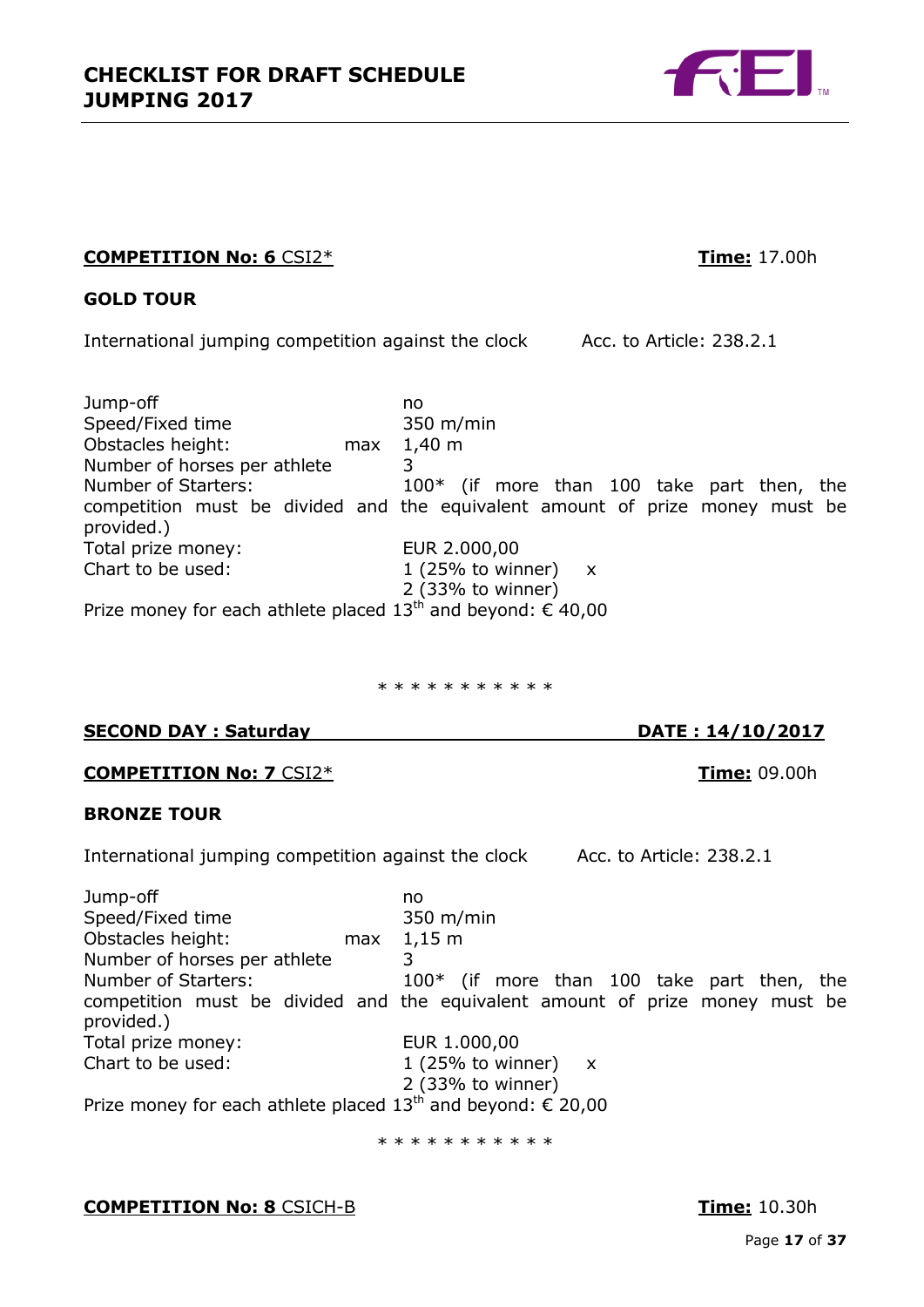**COMPETITION No: 6** CSI2* **Time:** 17.00h

**GOLD TOUR**

International jumping competition against the clock Acc. to Article: 238.2.1

Jump-off: no
Speed/Fixed time: 350 m/min
Obstacles height: max 1,40 m
Number of horses per athlete: 3
Number of Starters: 100* (if more than 100 take part then, the competition must be divided and the equivalent amount of prize money must be provided.)
Total prize money: EUR 2.000,00
Chart to be used: 1 (25% to winner) x
2 (33% to winner)
Prize money for each athlete placed 13th and beyond: € 40,00

* * * * * * * * * * *

**SECOND DAY : Saturday** **DATE : 14/10/2017**

**COMPETITION No: 7** CSI2* **Time:** 09.00h

**BRONZE TOUR**

International jumping competition against the clock Acc. to Article: 238.2.1

Jump-off: no
Speed/Fixed time: 350 m/min
Obstacles height: max 1,15 m
Number of horses per athlete: 3
Number of Starters: 100* (if more than 100 take part then, the competition must be divided and the equivalent amount of prize money must be provided.)
Total prize money: EUR 1.000,00
Chart to be used: 1 (25% to winner) x
2 (33% to winner)
Prize money for each athlete placed 13th and beyond: € 20,00

* * * * * * * * * * *

**COMPETITION No: 8** CSICH-B **Time:** 10.30h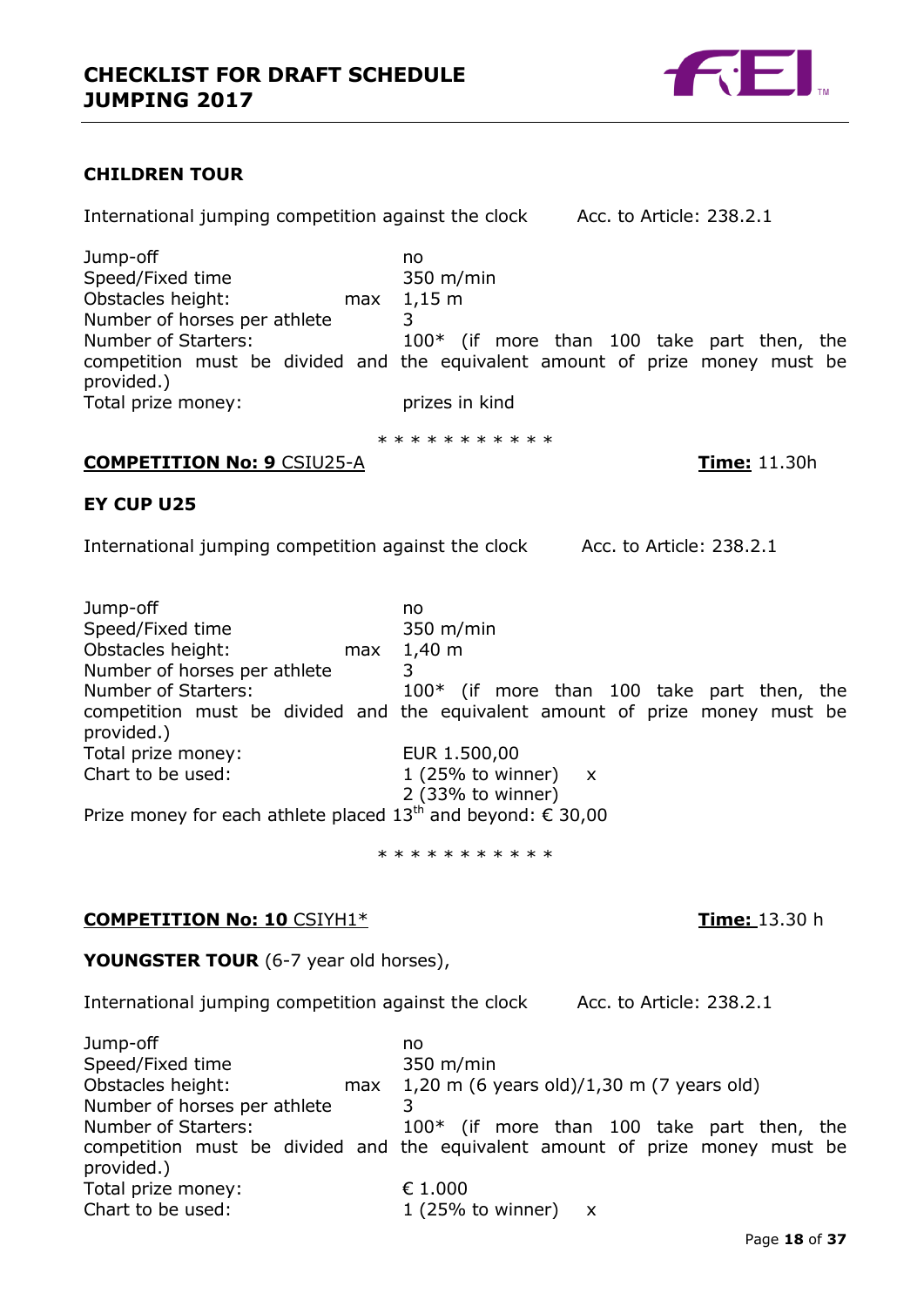**CHILDREN TOUR**

International jumping competition against the clock Acc. to Article: 238.2.1

Jump-off no
Speed/Fixed time 350 m/min
Obstacles height: max 1,15 m
Number of horses per athlete 3
Number of Starters: 100* (if more than 100 take part then, the competition must be divided and the equivalent amount of prize money must be provided.)
Total prize money: prizes in kind

* * * * * * * * * * *

**COMPETITION No: 9** CSIU25-A **Time:** 11.30h

**EY CUP U25**

International jumping competition against the clock Acc. to Article: 238.2.1

Jump-off no
Speed/Fixed time 350 m/min
Obstacles height: max 1,40 m
Number of horses per athlete 3
Number of Starters: 100* (if more than 100 take part then, the competition must be divided and the equivalent amount of prize money must be provided.)
Total prize money: EUR 1.500,00
Chart to be used: 1 (25% to winner) x
2 (33% to winner)
Prize money for each athlete placed 13th and beyond: € 30,00

* * * * * * * * * * *

**COMPETITION No: 10** CSIYH1* **Time:** 13.30 h

**YOUNGSTER TOUR** (6-7 year old horses),

International jumping competition against the clock Acc. to Article: 238.2.1

Jump-off no
Speed/Fixed time 350 m/min
Obstacles height: max 1,20 m (6 years old)/1,30 m (7 years old)
Number of horses per athlete 3
Number of Starters: 100* (if more than 100 take part then, the competition must be divided and the equivalent amount of prize money must be provided.)
Total prize money: € 1.000
Chart to be used: 1 (25% to winner) x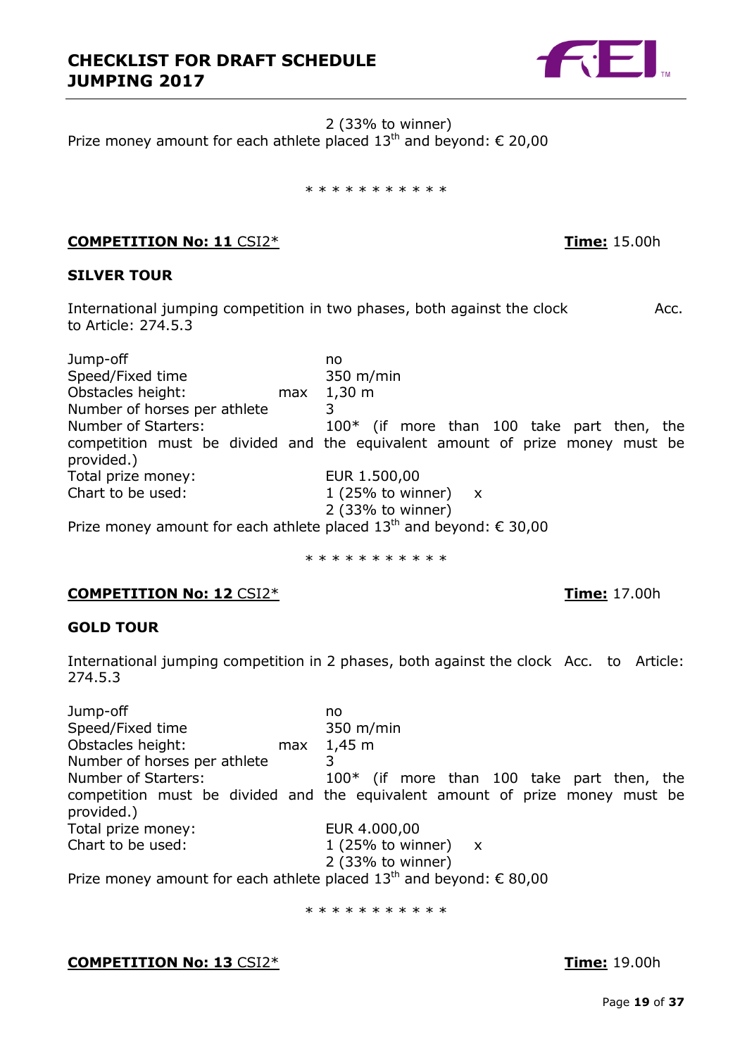2 (33% to winner)
Prize money amount for each athlete placed 13th and beyond: € 20,00

* * * * * * * * * * *

**COMPETITION No: 11** CSI2* **Time:** 15.00h

**SILVER TOUR**

International jumping competition in two phases, both against the clock Acc. to Article: 274.5.3

Jump-off: no
Speed/Fixed time: 350 m/min
Obstacles height: max 1,30 m
Number of horses per athlete: 3
Number of Starters: 100* (if more than 100 take part then, the competition must be divided and the equivalent amount of prize money must be provided.)
Total prize money: EUR 1.500,00
Chart to be used: 1 (25% to winner) x
2 (33% to winner)
Prize money amount for each athlete placed 13th and beyond: € 30,00

* * * * * * * * * * *

**COMPETITION No: 12** CSI2* **Time:** 17.00h

**GOLD TOUR**

International jumping competition in 2 phases, both against the clock Acc. to Article: 274.5.3

Jump-off: no
Speed/Fixed time: 350 m/min
Obstacles height: max 1,45 m
Number of horses per athlete: 3
Number of Starters: 100* (if more than 100 take part then, the competition must be divided and the equivalent amount of prize money must be provided.)
Total prize money: EUR 4.000,00
Chart to be used: 1 (25% to winner) x
2 (33% to winner)
Prize money amount for each athlete placed 13th and beyond: € 80,00

* * * * * * * * * * *

**COMPETITION No: 13** CSI2* **Time:** 19.00h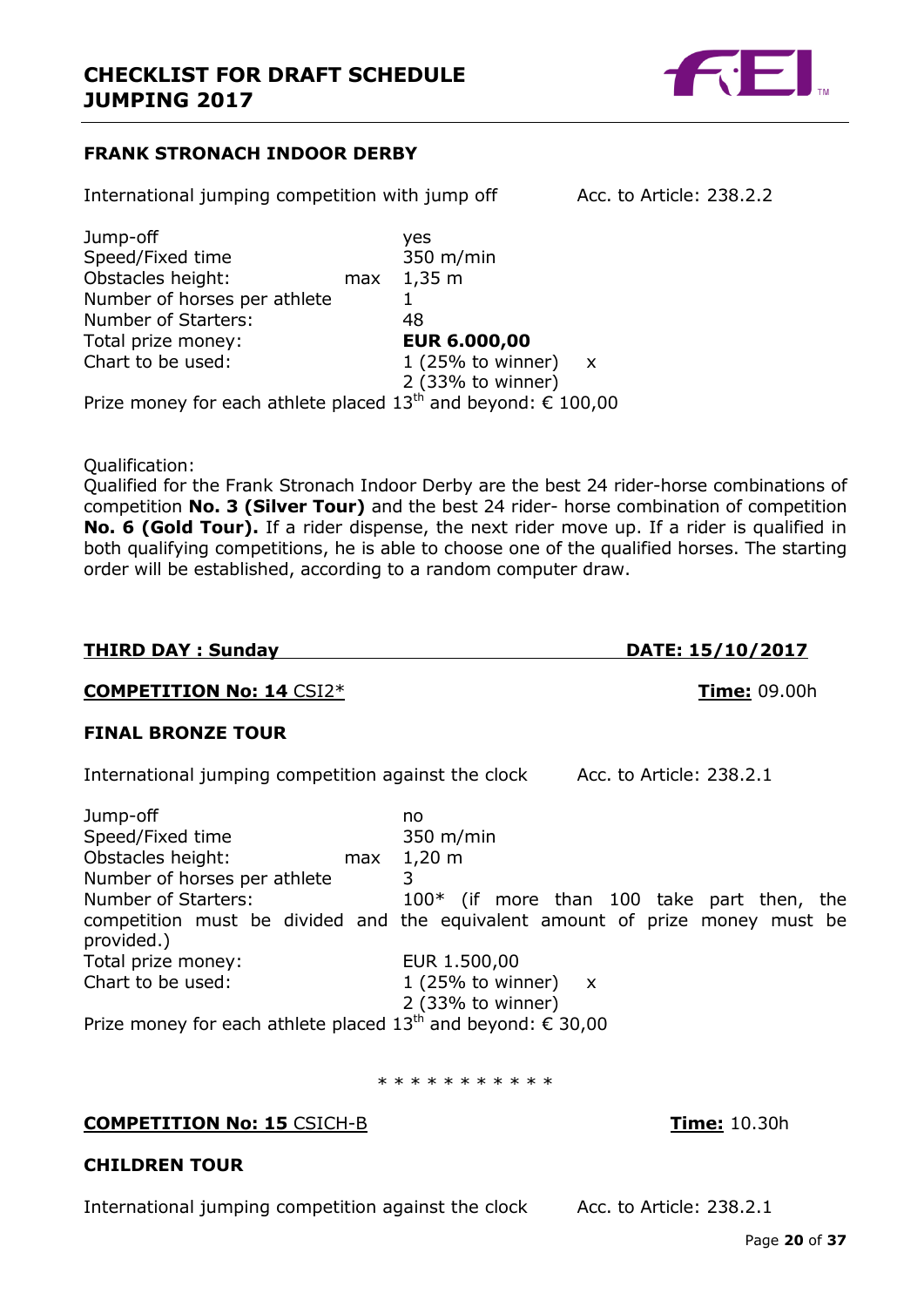**FRANK STRONACH INDOOR DERBY**

International jumping competition with jump off    Acc. to Article: 238.2.2

| | | |
|---|---|---|
| Jump-off | | yes |
| Speed/Fixed time | | 350 m/min |
| Obstacles height: | max | 1,35 m |
| Number of horses per athlete | | 1 |
| Number of Starters: | | 48 |
| Total prize money: | | **EUR 6.000,00** |
| Chart to be used: | | 1 (25% to winner) x |
| | | 2 (33% to winner) |

Prize money for each athlete placed 13th and beyond: € 100,00

Qualification:
Qualified for the Frank Stronach Indoor Derby are the best 24 rider-horse combinations of competition **No. 3 (Silver Tour)** and the best 24 rider- horse combination of competition **No. 6 (Gold Tour).** If a rider dispense, the next rider move up. If a rider is qualified in both qualifying competitions, he is able to choose one of the qualified horses. The starting order will be established, according to a random computer draw.

**THIRD DAY : Sunday**    **DATE: 15/10/2017**

**COMPETITION No: 14** CSI2*    **Time:** 09.00h

**FINAL BRONZE TOUR**

International jumping competition against the clock    Acc. to Article: 238.2.1

| | | |
|---|---|---|
| Jump-off | | no |
| Speed/Fixed time | | 350 m/min |
| Obstacles height: | max | 1,20 m |
| Number of horses per athlete | | 3 |
| Number of Starters: | | 100* (if more than 100 take part then, the competition must be divided and the equivalent amount of prize money must be provided.) |
| Total prize money: | | EUR 1.500,00 |
| Chart to be used: | | 1 (25% to winner) x |
| | | 2 (33% to winner) |

Prize money for each athlete placed 13th and beyond: € 30,00

* * * * * * * * * * *

**COMPETITION No: 15** CSICH-B    **Time:** 10.30h

**CHILDREN TOUR**

International jumping competition against the clock    Acc. to Article: 238.2.1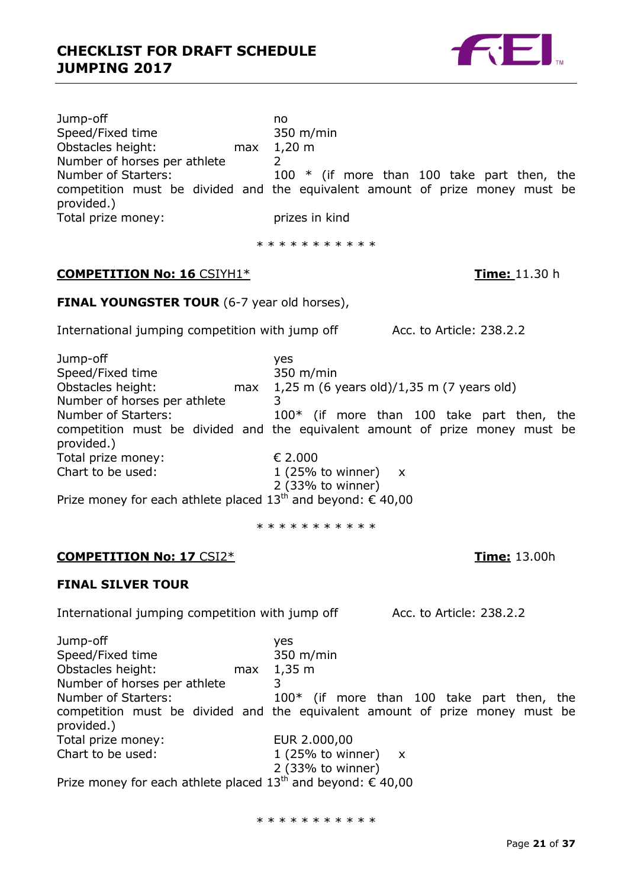Jump-off no
Speed/Fixed time 350 m/min
Obstacles height: max 1,20 m
Number of horses per athlete 2
Number of Starters: 100 * (if more than 100 take part then, the competition must be divided and the equivalent amount of prize money must be provided.)
Total prize money: prizes in kind

\* \* \* \* \* \* \* \* \* \* \*

**COMPETITION No: 16** CSIYH1* **Time:** 11.30 h

**FINAL YOUNGSTER TOUR** (6-7 year old horses),

International jumping competition with jump off Acc. to Article: 238.2.2

Jump-off yes
Speed/Fixed time 350 m/min
Obstacles height: max 1,25 m (6 years old)/1,35 m (7 years old)
Number of horses per athlete 3
Number of Starters: 100* (if more than 100 take part then, the competition must be divided and the equivalent amount of prize money must be provided.)
Total prize money: € 2.000
Chart to be used: 1 (25% to winner) x
2 (33% to winner)
Prize money for each athlete placed 13th and beyond: € 40,00

\* \* \* \* \* \* \* \* \* \* \*

**COMPETITION No: 17** CSI2* **Time:** 13.00h

**FINAL SILVER TOUR**

International jumping competition with jump off Acc. to Article: 238.2.2

Jump-off yes
Speed/Fixed time 350 m/min
Obstacles height: max 1,35 m
Number of horses per athlete 3
Number of Starters: 100* (if more than 100 take part then, the competition must be divided and the equivalent amount of prize money must be provided.)
Total prize money: EUR 2.000,00
Chart to be used: 1 (25% to winner) x
2 (33% to winner)
Prize money for each athlete placed 13th and beyond: € 40,00

\* \* \* \* \* \* \* \* \* \* \*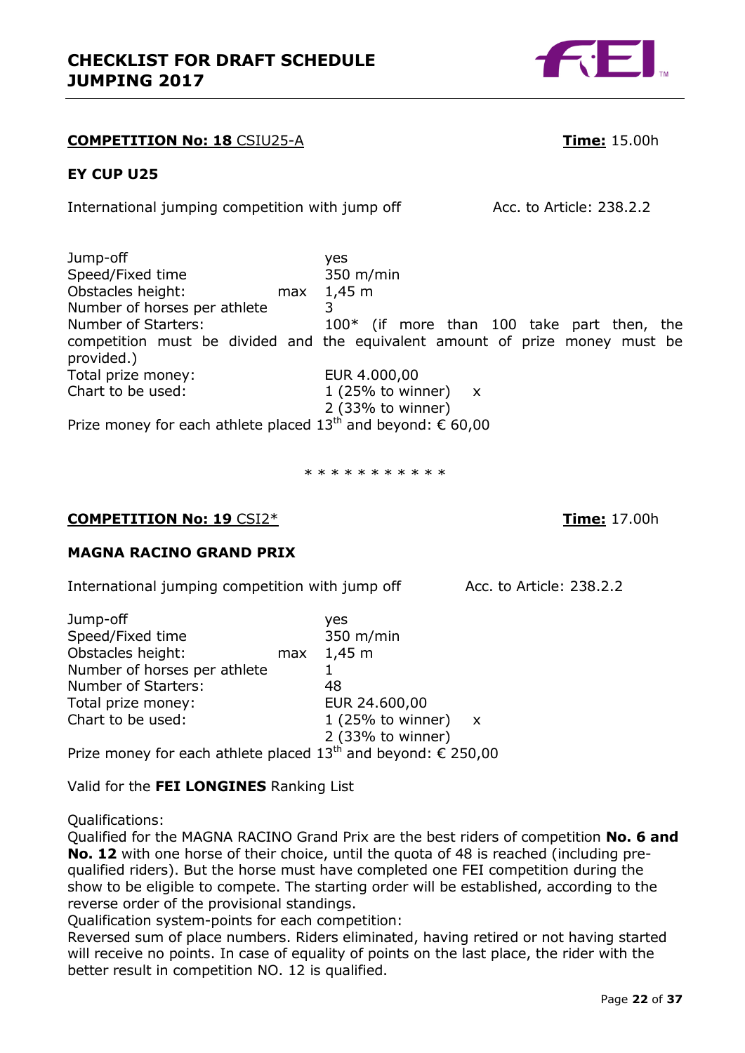**COMPETITION No: 18** CSIU25-A **Time:** 15.00h

**EY CUP U25**

International jumping competition with jump off Acc. to Article: 238.2.2

| | |
|---|---|
| Jump-off | yes |
| Speed/Fixed time | 350 m/min |
| Obstacles height: max | 1,45 m |
| Number of horses per athlete | 3 |
| Number of Starters: | 100* (if more than 100 take part then, the competition must be divided and the equivalent amount of prize money must be provided.) |
| Total prize money: | EUR 4.000,00 |
| Chart to be used: | 1 (25% to winner) x |
| | 2 (33% to winner) |

Prize money for each athlete placed 13th and beyond: € 60,00

* * * * * * * * * * *

**COMPETITION No: 19** CSI2* **Time:** 17.00h

**MAGNA RACINO GRAND PRIX**

International jumping competition with jump off Acc. to Article: 238.2.2

| | |
|---|---|
| Jump-off | yes |
| Speed/Fixed time | 350 m/min |
| Obstacles height: max | 1,45 m |
| Number of horses per athlete | 1 |
| Number of Starters: | 48 |
| Total prize money: | EUR 24.600,00 |
| Chart to be used: | 1 (25% to winner) x |
| | 2 (33% to winner) |

Prize money for each athlete placed 13th and beyond: € 250,00

Valid for the **FEI LONGINES** Ranking List

Qualifications:
Qualified for the MAGNA RACINO Grand Prix are the best riders of competition **No. 6 and No. 12** with one horse of their choice, until the quota of 48 is reached (including pre-qualified riders). But the horse must have completed one FEI competition during the show to be eligible to compete. The starting order will be established, according to the reverse order of the provisional standings.
Qualification system-points for each competition:
Reversed sum of place numbers. Riders eliminated, having retired or not having started will receive no points. In case of equality of points on the last place, the rider with the better result in competition NO. 12 is qualified.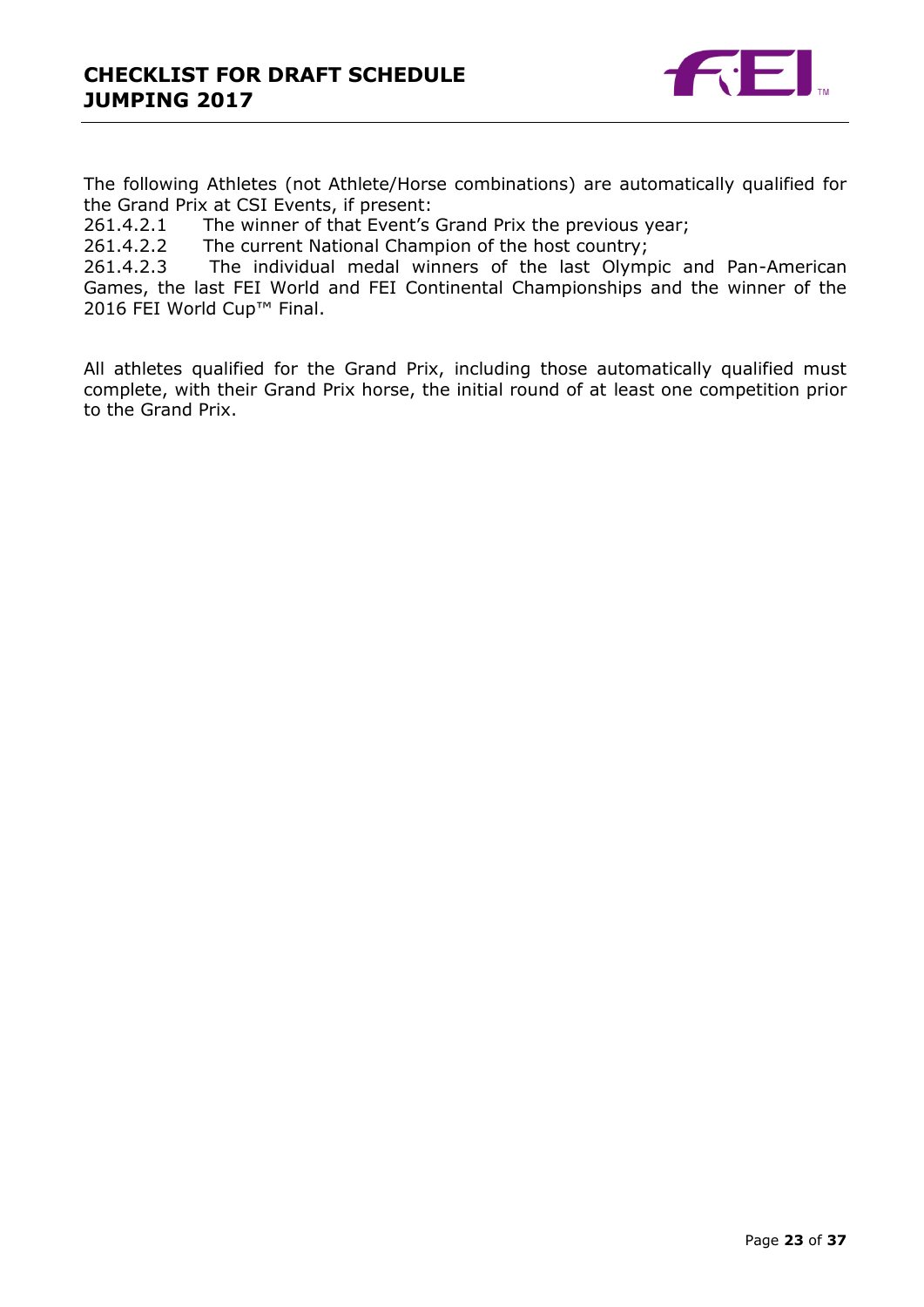The following Athletes (not Athlete/Horse combinations) are automatically qualified for the Grand Prix at CSI Events, if present:

261.4.2.1 The winner of that Event's Grand Prix the previous year;

261.4.2.2 The current National Champion of the host country;

261.4.2.3 The individual medal winners of the last Olympic and Pan-American Games, the last FEI World and FEI Continental Championships and the winner of the 2016 FEI World Cup™ Final.

All athletes qualified for the Grand Prix, including those automatically qualified must complete, with their Grand Prix horse, the initial round of at least one competition prior to the Grand Prix.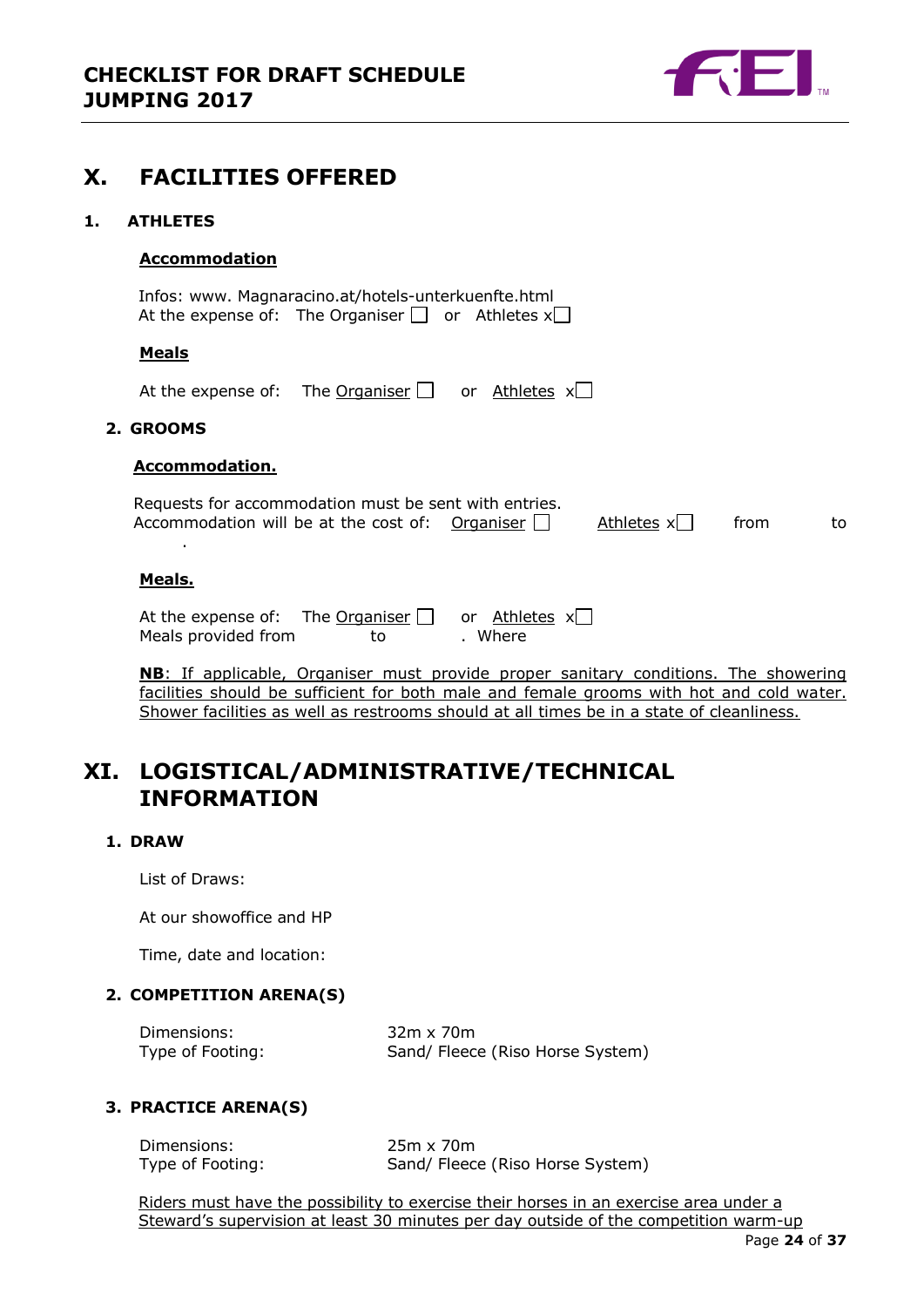# X. FACILITIES OFFERED

## 1. ATHLETES

**Accommodation**

Infos: www. Magnaracino.at/hotels-unterkuenfte.html
At the expense of: The Organiser ☐ or Athletes x☐

**Meals**

At the expense of: The Organiser ☐ or Athletes x☐

## 2. GROOMS

**Accommodation.**

Requests for accommodation must be sent with entries.
Accommodation will be at the cost of: Organiser ☐ Athletes x☐ from to .

**Meals.**

At the expense of: The Organiser ☐ or Athletes x☐
Meals provided from to . Where

**NB**: If applicable, Organiser must provide proper sanitary conditions. The showering facilities should be sufficient for both male and female grooms with hot and cold water. Shower facilities as well as restrooms should at all times be in a state of cleanliness.

# XI. LOGISTICAL/ADMINISTRATIVE/TECHNICAL INFORMATION

## 1. DRAW

List of Draws:

At our showoffice and HP

Time, date and location:

## 2. COMPETITION ARENA(S)

Dimensions: 32m x 70m
Type of Footing: Sand/ Fleece (Riso Horse System)

## 3. PRACTICE ARENA(S)

Dimensions: 25m x 70m
Type of Footing: Sand/ Fleece (Riso Horse System)

Riders must have the possibility to exercise their horses in an exercise area under a Steward's supervision at least 30 minutes per day outside of the competition warm-up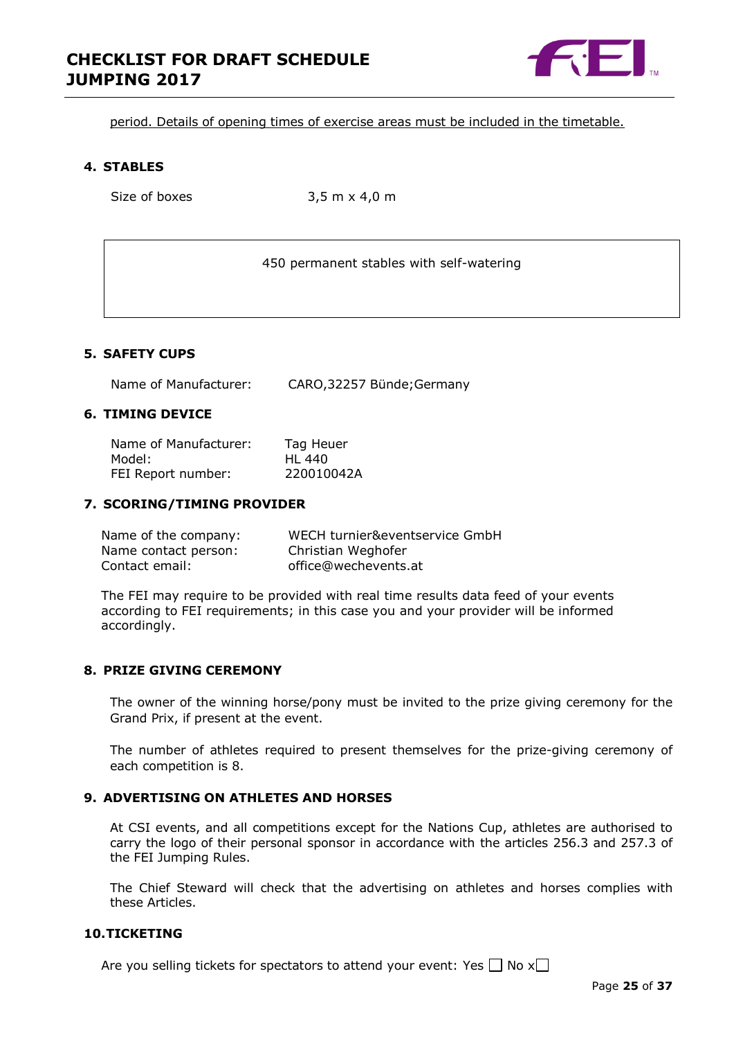period. Details of opening times of exercise areas must be included in the timetable.

## 4. STABLES

Size of boxes 3,5 m x 4,0 m

450 permanent stables with self-watering

## 5. SAFETY CUPS

Name of Manufacturer: CARO,32257 Bünde;Germany

## 6. TIMING DEVICE

Name of Manufacturer: Tag Heuer
Model: HL 440
FEI Report number: 220010042A

## 7. SCORING/TIMING PROVIDER

Name of the company: WECH turnier&eventservice GmbH
Name contact person: Christian Weghofer
Contact email: office@wechevents.at

The FEI may require to be provided with real time results data feed of your events according to FEI requirements; in this case you and your provider will be informed accordingly.

## 8. PRIZE GIVING CEREMONY

The owner of the winning horse/pony must be invited to the prize giving ceremony for the Grand Prix, if present at the event.

The number of athletes required to present themselves for the prize-giving ceremony of each competition is 8.

## 9. ADVERTISING ON ATHLETES AND HORSES

At CSI events, and all competitions except for the Nations Cup, athletes are authorised to carry the logo of their personal sponsor in accordance with the articles 256.3 and 257.3 of the FEI Jumping Rules.

The Chief Steward will check that the advertising on athletes and horses complies with these Articles.

## 10. TICKETING

Are you selling tickets for spectators to attend your event: Yes ☐ No x☐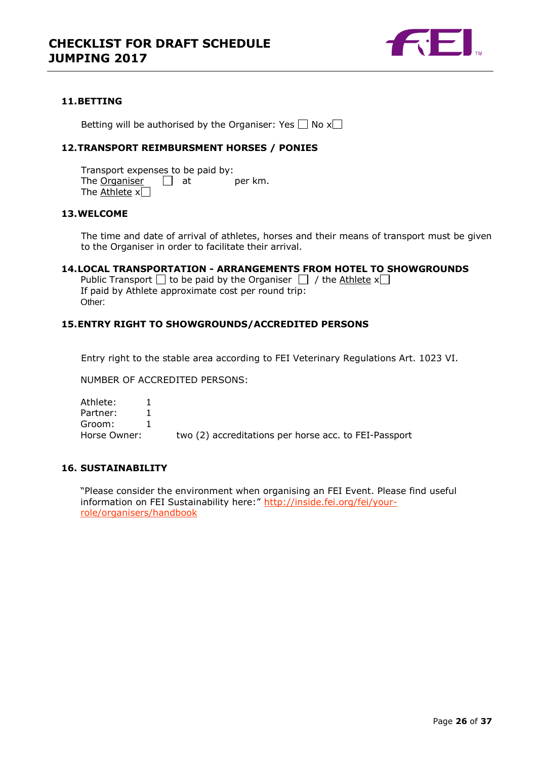## 11. BETTING

Betting will be authorised by the Organiser: Yes ☐ No x☐

## 12. TRANSPORT REIMBURSMENT HORSES / PONIES

Transport expenses to be paid by:
The Organiser ☐ at per km.
The Athlete x☐

## 13. WELCOME

The time and date of arrival of athletes, horses and their means of transport must be given to the Organiser in order to facilitate their arrival.

## 14. LOCAL TRANSPORTATION - ARRANGEMENTS FROM HOTEL TO SHOWGROUNDS

Public Transport ☐ to be paid by the Organiser ☐ / the Athlete x☐
If paid by Athlete approximate cost per round trip:
Other:

## 15. ENTRY RIGHT TO SHOWGROUNDS/ACCREDITED PERSONS

Entry right to the stable area according to FEI Veterinary Regulations Art. 1023 VI.

NUMBER OF ACCREDITED PERSONS:

Athlete: 1
Partner: 1
Groom: 1
Horse Owner: two (2) accreditations per horse acc. to FEI-Passport

## 16. SUSTAINABILITY

"Please consider the environment when organising an FEI Event. Please find useful information on FEI Sustainability here:" http://inside.fei.org/fei/your-role/organisers/handbook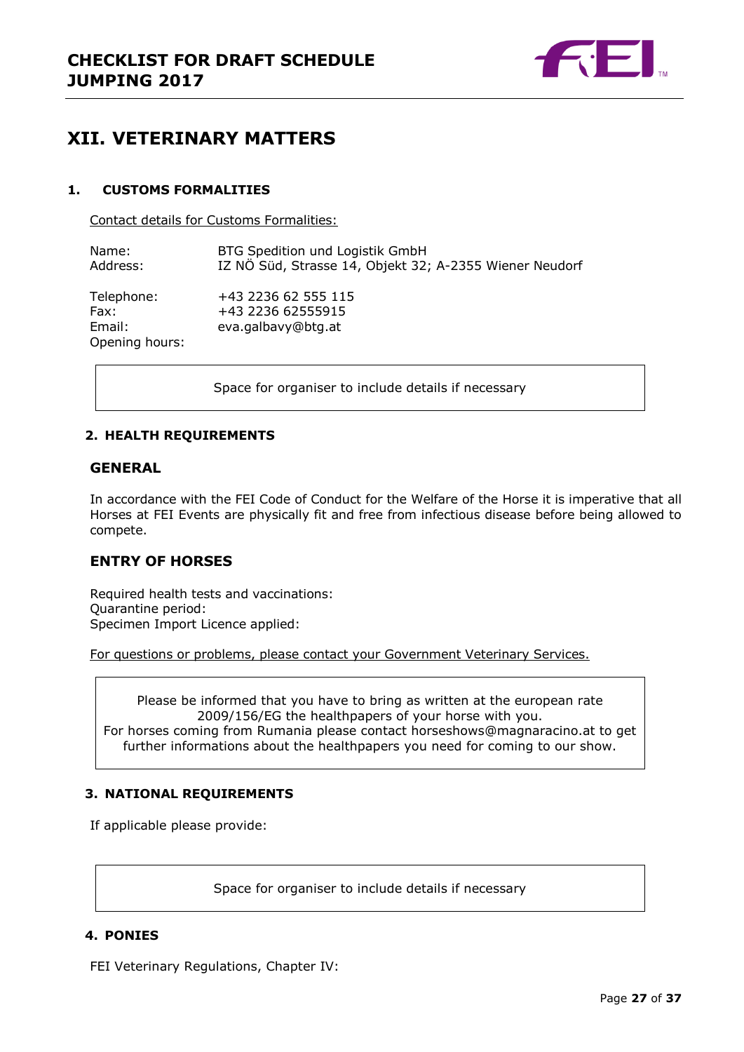# XII. VETERINARY MATTERS

## 1. CUSTOMS FORMALITIES

Contact details for Customs Formalities:

Name: BTG Spedition und Logistik GmbH
Address: IZ NÖ Süd, Strasse 14, Objekt 32; A-2355 Wiener Neudorf

Telephone: +43 2236 62 555 115
Fax: +43 2236 62555915
Email: eva.galbavy@btg.at
Opening hours:

Space for organiser to include details if necessary

## 2. HEALTH REQUIREMENTS

### GENERAL

In accordance with the FEI Code of Conduct for the Welfare of the Horse it is imperative that all Horses at FEI Events are physically fit and free from infectious disease before being allowed to compete.

### ENTRY OF HORSES

Required health tests and vaccinations:
Quarantine period:
Specimen Import Licence applied:

For questions or problems, please contact your Government Veterinary Services.

Please be informed that you have to bring as written at the european rate 2009/156/EG the healthpapers of your horse with you.
For horses coming from Rumania please contact horseshows@magnaracino.at to get further informations about the healthpapers you need for coming to our show.

## 3. NATIONAL REQUIREMENTS

If applicable please provide:

Space for organiser to include details if necessary

## 4. PONIES

FEI Veterinary Regulations, Chapter IV: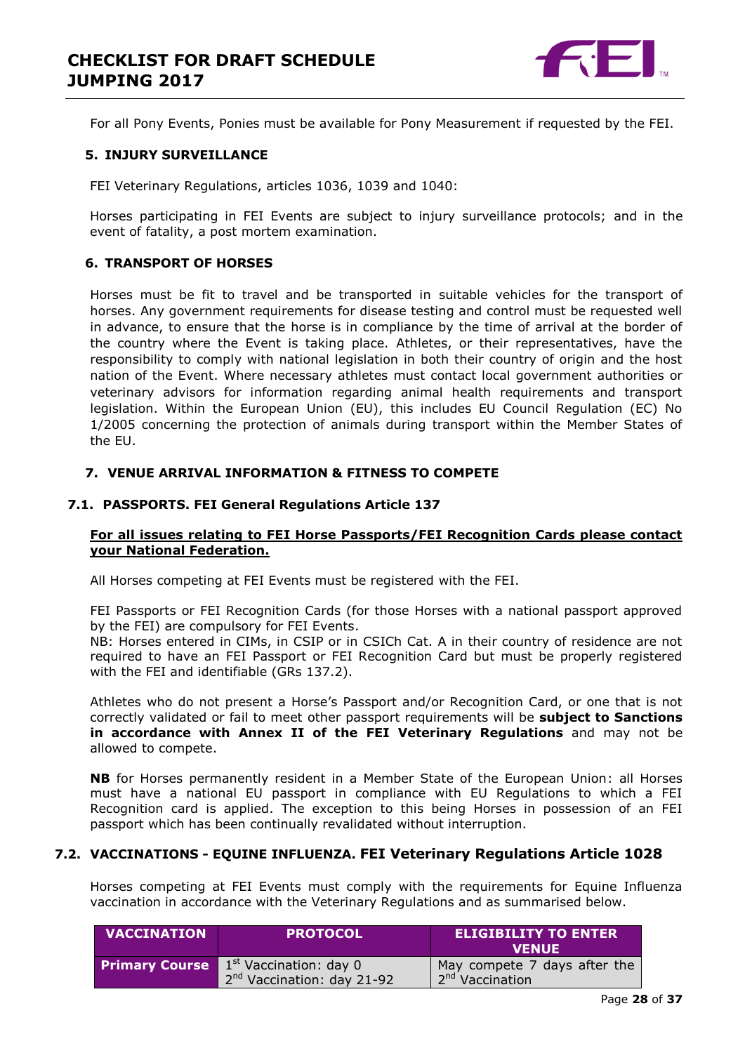For all Pony Events, Ponies must be available for Pony Measurement if requested by the FEI.

## 5. INJURY SURVEILLANCE

FEI Veterinary Regulations, articles 1036, 1039 and 1040:

Horses participating in FEI Events are subject to injury surveillance protocols; and in the event of fatality, a post mortem examination.

## 6. TRANSPORT OF HORSES

Horses must be fit to travel and be transported in suitable vehicles for the transport of horses. Any government requirements for disease testing and control must be requested well in advance, to ensure that the horse is in compliance by the time of arrival at the border of the country where the Event is taking place. Athletes, or their representatives, have the responsibility to comply with national legislation in both their country of origin and the host nation of the Event. Where necessary athletes must contact local government authorities or veterinary advisors for information regarding animal health requirements and transport legislation. Within the European Union (EU), this includes EU Council Regulation (EC) No 1/2005 concerning the protection of animals during transport within the Member States of the EU.

## 7. VENUE ARRIVAL INFORMATION & FITNESS TO COMPETE

### 7.1. PASSPORTS. FEI General Regulations Article 137

**For all issues relating to FEI Horse Passports/FEI Recognition Cards please contact your National Federation.**

All Horses competing at FEI Events must be registered with the FEI.

FEI Passports or FEI Recognition Cards (for those Horses with a national passport approved by the FEI) are compulsory for FEI Events.
NB: Horses entered in CIMs, in CSIP or in CSICh Cat. A in their country of residence are not required to have an FEI Passport or FEI Recognition Card but must be properly registered with the FEI and identifiable (GRs 137.2).

Athletes who do not present a Horse's Passport and/or Recognition Card, or one that is not correctly validated or fail to meet other passport requirements will be **subject to Sanctions in accordance with Annex II of the FEI Veterinary Regulations** and may not be allowed to compete.

**NB** for Horses permanently resident in a Member State of the European Union: all Horses must have a national EU passport in compliance with EU Regulations to which a FEI Recognition card is applied. The exception to this being Horses in possession of an FEI passport which has been continually revalidated without interruption.

### 7.2. VACCINATIONS - EQUINE INFLUENZA. FEI Veterinary Regulations Article 1028

Horses competing at FEI Events must comply with the requirements for Equine Influenza vaccination in accordance with the Veterinary Regulations and as summarised below.

| VACCINATION | PROTOCOL | ELIGIBILITY TO ENTER VENUE |
|---|---|---|
| **Primary Course** | 1st Vaccination: day 0<br>2nd Vaccination: day 21-92 | May compete 7 days after the 2nd Vaccination |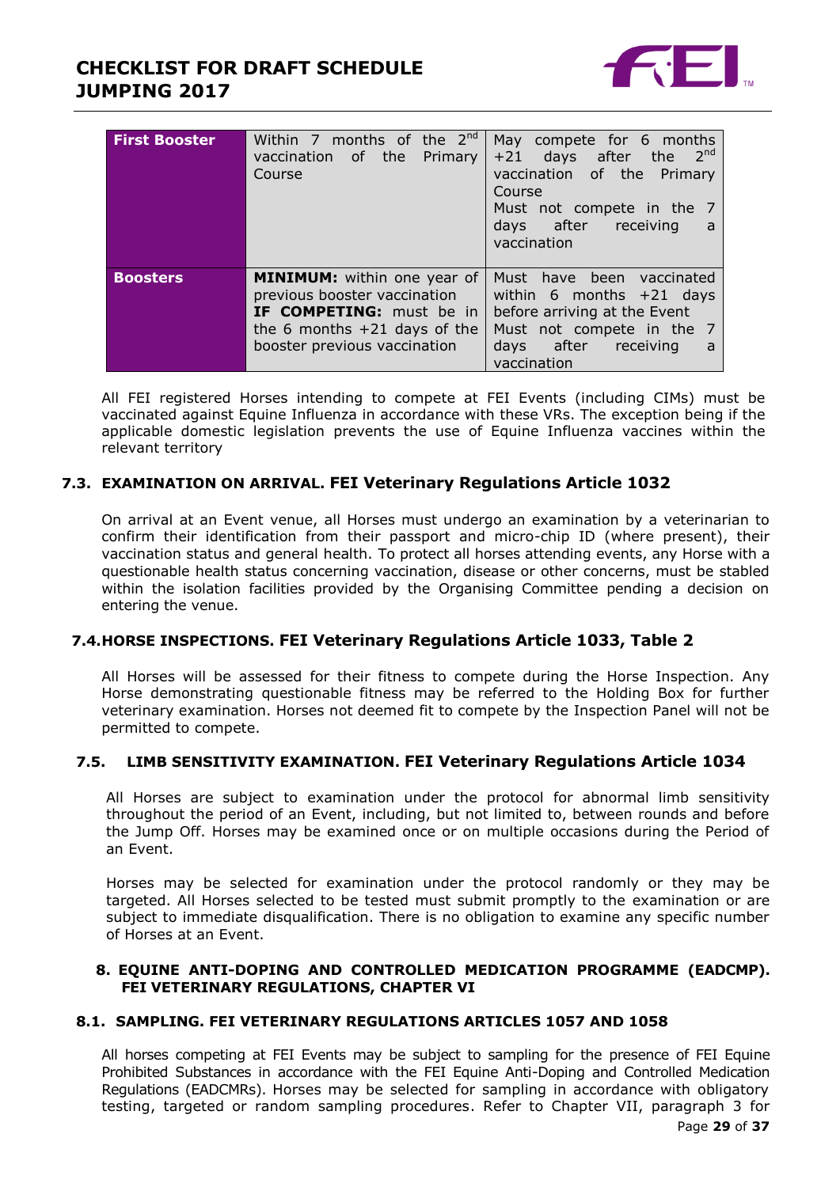| | | |
|---|---|---|
| **First Booster** | Within 7 months of the 2nd vaccination of the Primary Course | May compete for 6 months +21 days after the 2nd vaccination of the Primary Course<br>Must not compete in the 7 days after receiving a vaccination |
| **Boosters** | **MINIMUM:** within one year of previous booster vaccination<br>**IF COMPETING:** must be in the 6 months +21 days of the booster previous vaccination | Must have been vaccinated within 6 months +21 days before arriving at the Event<br>Must not compete in the 7 days after receiving a vaccination |

All FEI registered Horses intending to compete at FEI Events (including CIMs) must be vaccinated against Equine Influenza in accordance with these VRs. The exception being if the applicable domestic legislation prevents the use of Equine Influenza vaccines within the relevant territory

## 7.3. EXAMINATION ON ARRIVAL. FEI Veterinary Regulations Article 1032

On arrival at an Event venue, all Horses must undergo an examination by a veterinarian to confirm their identification from their passport and micro-chip ID (where present), their vaccination status and general health. To protect all horses attending events, any Horse with a questionable health status concerning vaccination, disease or other concerns, must be stabled within the isolation facilities provided by the Organising Committee pending a decision on entering the venue.

## 7.4. HORSE INSPECTIONS. FEI Veterinary Regulations Article 1033, Table 2

All Horses will be assessed for their fitness to compete during the Horse Inspection. Any Horse demonstrating questionable fitness may be referred to the Holding Box for further veterinary examination. Horses not deemed fit to compete by the Inspection Panel will not be permitted to compete.

## 7.5. LIMB SENSITIVITY EXAMINATION. FEI Veterinary Regulations Article 1034

All Horses are subject to examination under the protocol for abnormal limb sensitivity throughout the period of an Event, including, but not limited to, between rounds and before the Jump Off. Horses may be examined once or on multiple occasions during the Period of an Event.

Horses may be selected for examination under the protocol randomly or they may be targeted. All Horses selected to be tested must submit promptly to the examination or are subject to immediate disqualification. There is no obligation to examine any specific number of Horses at an Event.

# 8. EQUINE ANTI-DOPING AND CONTROLLED MEDICATION PROGRAMME (EADCMP). FEI VETERINARY REGULATIONS, CHAPTER VI

## 8.1. SAMPLING. FEI VETERINARY REGULATIONS ARTICLES 1057 AND 1058

All horses competing at FEI Events may be subject to sampling for the presence of FEI Equine Prohibited Substances in accordance with the FEI Equine Anti-Doping and Controlled Medication Regulations (EADCMRs). Horses may be selected for sampling in accordance with obligatory testing, targeted or random sampling procedures. Refer to Chapter VII, paragraph 3 for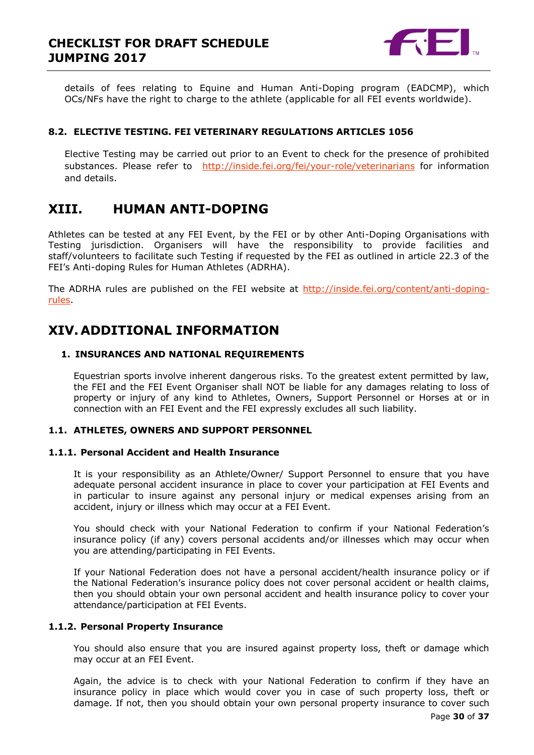details of fees relating to Equine and Human Anti-Doping program (EADCMP), which OCs/NFs have the right to charge to the athlete (applicable for all FEI events worldwide).

### 8.2. ELECTIVE TESTING. FEI VETERINARY REGULATIONS ARTICLES 1056

Elective Testing may be carried out prior to an Event to check for the presence of prohibited substances. Please refer to http://inside.fei.org/fei/your-role/veterinarians for information and details.

## XIII. HUMAN ANTI-DOPING

Athletes can be tested at any FEI Event, by the FEI or by other Anti-Doping Organisations with Testing jurisdiction. Organisers will have the responsibility to provide facilities and staff/volunteers to facilitate such Testing if requested by the FEI as outlined in article 22.3 of the FEI's Anti-doping Rules for Human Athletes (ADRHA).

The ADRHA rules are published on the FEI website at http://inside.fei.org/content/anti-doping-rules.

## XIV. ADDITIONAL INFORMATION

### 1. INSURANCES AND NATIONAL REQUIREMENTS

Equestrian sports involve inherent dangerous risks. To the greatest extent permitted by law, the FEI and the FEI Event Organiser shall NOT be liable for any damages relating to loss of property or injury of any kind to Athletes, Owners, Support Personnel or Horses at or in connection with an FEI Event and the FEI expressly excludes all such liability.

### 1.1. ATHLETES, OWNERS AND SUPPORT PERSONNEL

#### 1.1.1. Personal Accident and Health Insurance

It is your responsibility as an Athlete/Owner/ Support Personnel to ensure that you have adequate personal accident insurance in place to cover your participation at FEI Events and in particular to insure against any personal injury or medical expenses arising from an accident, injury or illness which may occur at a FEI Event.

You should check with your National Federation to confirm if your National Federation's insurance policy (if any) covers personal accidents and/or illnesses which may occur when you are attending/participating in FEI Events.

If your National Federation does not have a personal accident/health insurance policy or if the National Federation's insurance policy does not cover personal accident or health claims, then you should obtain your own personal accident and health insurance policy to cover your attendance/participation at FEI Events.

#### 1.1.2. Personal Property Insurance

You should also ensure that you are insured against property loss, theft or damage which may occur at an FEI Event.

Again, the advice is to check with your National Federation to confirm if they have an insurance policy in place which would cover you in case of such property loss, theft or damage. If not, then you should obtain your own personal property insurance to cover such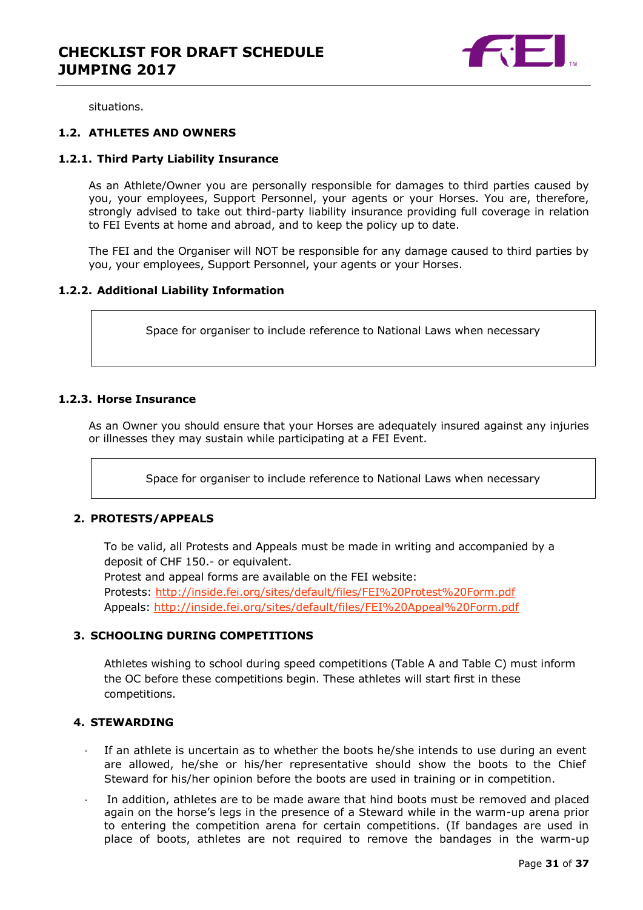situations.

### 1.2. ATHLETES AND OWNERS

#### 1.2.1. Third Party Liability Insurance

As an Athlete/Owner you are personally responsible for damages to third parties caused by you, your employees, Support Personnel, your agents or your Horses. You are, therefore, strongly advised to take out third-party liability insurance providing full coverage in relation to FEI Events at home and abroad, and to keep the policy up to date.

The FEI and the Organiser will NOT be responsible for any damage caused to third parties by you, your employees, Support Personnel, your agents or your Horses.

#### 1.2.2. Additional Liability Information

| Space for organiser to include reference to National Laws when necessary |
|---|

#### 1.2.3. Horse Insurance

As an Owner you should ensure that your Horses are adequately insured against any injuries or illnesses they may sustain while participating at a FEI Event.

| Space for organiser to include reference to National Laws when necessary |
|---|

## 2. PROTESTS/APPEALS

To be valid, all Protests and Appeals must be made in writing and accompanied by a deposit of CHF 150.- or equivalent.
Protest and appeal forms are available on the FEI website:
Protests: http://inside.fei.org/sites/default/files/FEI%20Protest%20Form.pdf
Appeals: http://inside.fei.org/sites/default/files/FEI%20Appeal%20Form.pdf

## 3. SCHOOLING DURING COMPETITIONS

Athletes wishing to school during speed competitions (Table A and Table C) must inform the OC before these competitions begin. These athletes will start first in these competitions.

## 4. STEWARDING

- If an athlete is uncertain as to whether the boots he/she intends to use during an event are allowed, he/she or his/her representative should show the boots to the Chief Steward for his/her opinion before the boots are used in training or in competition.
- In addition, athletes are to be made aware that hind boots must be removed and placed again on the horse's legs in the presence of a Steward while in the warm-up arena prior to entering the competition arena for certain competitions. (If bandages are used in place of boots, athletes are not required to remove the bandages in the warm-up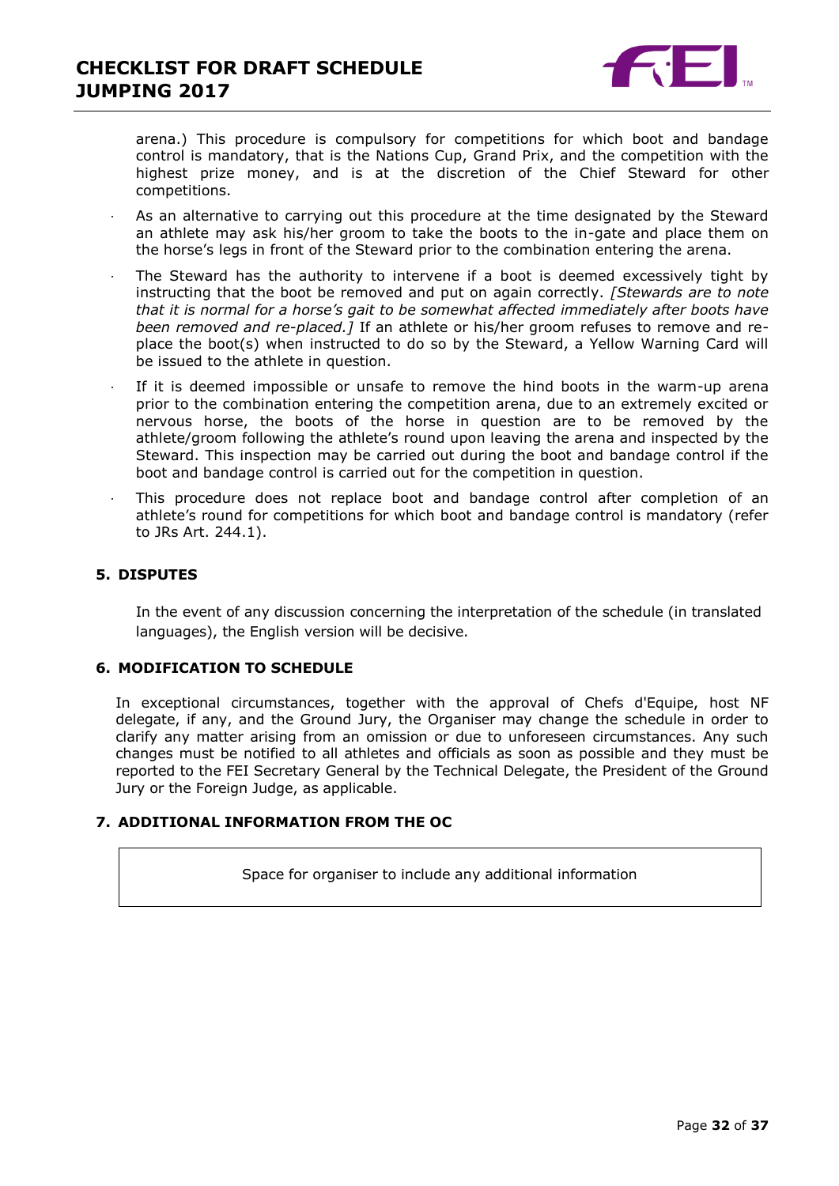arena.) This procedure is compulsory for competitions for which boot and bandage control is mandatory, that is the Nations Cup, Grand Prix, and the competition with the highest prize money, and is at the discretion of the Chief Steward for other competitions.

- As an alternative to carrying out this procedure at the time designated by the Steward an athlete may ask his/her groom to take the boots to the in-gate and place them on the horse's legs in front of the Steward prior to the combination entering the arena.
- The Steward has the authority to intervene if a boot is deemed excessively tight by instructing that the boot be removed and put on again correctly. *[Stewards are to note that it is normal for a horse's gait to be somewhat affected immediately after boots have been removed and re-placed.]* If an athlete or his/her groom refuses to remove and re-place the boot(s) when instructed to do so by the Steward, a Yellow Warning Card will be issued to the athlete in question.
- If it is deemed impossible or unsafe to remove the hind boots in the warm-up arena prior to the combination entering the competition arena, due to an extremely excited or nervous horse, the boots of the horse in question are to be removed by the athlete/groom following the athlete's round upon leaving the arena and inspected by the Steward. This inspection may be carried out during the boot and bandage control if the boot and bandage control is carried out for the competition in question.
- This procedure does not replace boot and bandage control after completion of an athlete's round for competitions for which boot and bandage control is mandatory (refer to JRs Art. 244.1).

## 5. DISPUTES

In the event of any discussion concerning the interpretation of the schedule (in translated languages), the English version will be decisive.

## 6. MODIFICATION TO SCHEDULE

In exceptional circumstances, together with the approval of Chefs d'Equipe, host NF delegate, if any, and the Ground Jury, the Organiser may change the schedule in order to clarify any matter arising from an omission or due to unforeseen circumstances. Any such changes must be notified to all athletes and officials as soon as possible and they must be reported to the FEI Secretary General by the Technical Delegate, the President of the Ground Jury or the Foreign Judge, as applicable.

## 7. ADDITIONAL INFORMATION FROM THE OC

| Space for organiser to include any additional information |
| --- |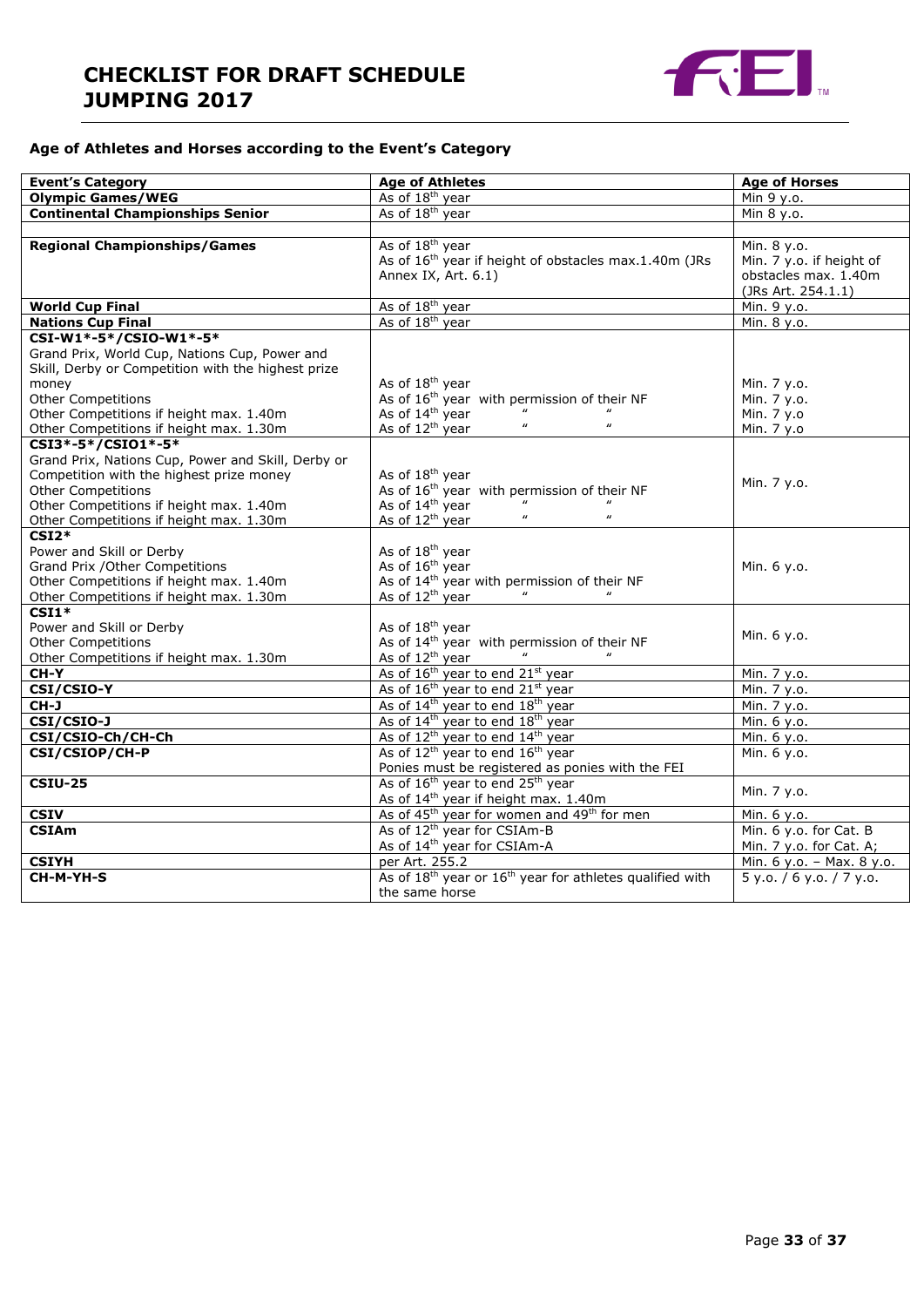# CHECKLIST FOR DRAFT SCHEDULE JUMPING 2017

### Age of Athletes and Horses according to the Event's Category

| Event's Category | Age of Athletes | Age of Horses |
|---|---|---|
| **Olympic Games/WEG** | As of 18th year | Min 9 y.o. |
| **Continental Championships Senior** | As of 18th year | Min 8 y.o. |
| | | |
| **Regional Championships/Games** | As of 18th year<br>As of 16th year if height of obstacles max.1.40m (JRs Annex IX, Art. 6.1) | Min. 8 y.o.<br>Min. 7 y.o. if height of obstacles max. 1.40m (JRs Art. 254.1.1) |
| **World Cup Final** | As of 18th year | Min. 9 y.o. |
| **Nations Cup Final** | As of 18th year | Min. 8 y.o. |
| **CSI-W1\*-5\*/CSIO-W1\*-5\***<br>Grand Prix, World Cup, Nations Cup, Power and Skill, Derby or Competition with the highest prize money<br>Other Competitions<br>Other Competitions if height max. 1.40m<br>Other Competitions if height max. 1.30m | <br><br><br>As of 18th year<br>As of 16th year with permission of their NF<br>As of 14th year " "<br>As of 12th year " " | <br><br><br>Min. 7 y.o.<br>Min. 7 y.o.<br>Min. 7 y.o<br>Min. 7 y.o |
| **CSI3\*-5\*/CSIO1\*-5\***<br>Grand Prix, Nations Cup, Power and Skill, Derby or Competition with the highest prize money<br>Other Competitions<br>Other Competitions if height max. 1.40m<br>Other Competitions if height max. 1.30m | <br><br>As of 18th year<br>As of 16th year with permission of their NF<br>As of 14th year " "<br>As of 12th year " " | Min. 7 y.o. |
| **CSI2\***<br>Power and Skill or Derby<br>Grand Prix /Other Competitions<br>Other Competitions if height max. 1.40m<br>Other Competitions if height max. 1.30m | <br>As of 18th year<br>As of 16th year<br>As of 14th year with permission of their NF<br>As of 12th year " " | Min. 6 y.o. |
| **CSI1\***<br>Power and Skill or Derby<br>Other Competitions<br>Other Competitions if height max. 1.30m | <br>As of 18th year<br>As of 14th year with permission of their NF<br>As of 12th year " " | Min. 6 y.o. |
| **CH-Y** | As of 16th year to end 21st year | Min. 7 y.o. |
| **CSI/CSIO-Y** | As of 16th year to end 21st year | Min. 7 y.o. |
| **CH-J** | As of 14th year to end 18th year | Min. 7 y.o. |
| **CSI/CSIO-J** | As of 14th year to end 18th year | Min. 6 y.o. |
| **CSI/CSIO-Ch/CH-Ch** | As of 12th year to end 14th year | Min. 6 y.o. |
| **CSI/CSIOP/CH-P** | As of 12th year to end 16th year<br>Ponies must be registered as ponies with the FEI | Min. 6 y.o. |
| **CSIU-25** | As of 16th year to end 25th year<br>As of 14th year if height max. 1.40m | Min. 7 y.o. |
| **CSIV** | As of 45th year for women and 49th for men | Min. 6 y.o. |
| **CSIAm** | As of 12th year for CSIAm-B<br>As of 14th year for CSIAm-A | Min. 6 y.o. for Cat. B<br>Min. 7 y.o. for Cat. A; |
| **CSIYH** | per Art. 255.2 | Min. 6 y.o. – Max. 8 y.o. |
| **CH-M-YH-S** | As of 18th year or 16th year for athletes qualified with the same horse | 5 y.o. / 6 y.o. / 7 y.o. |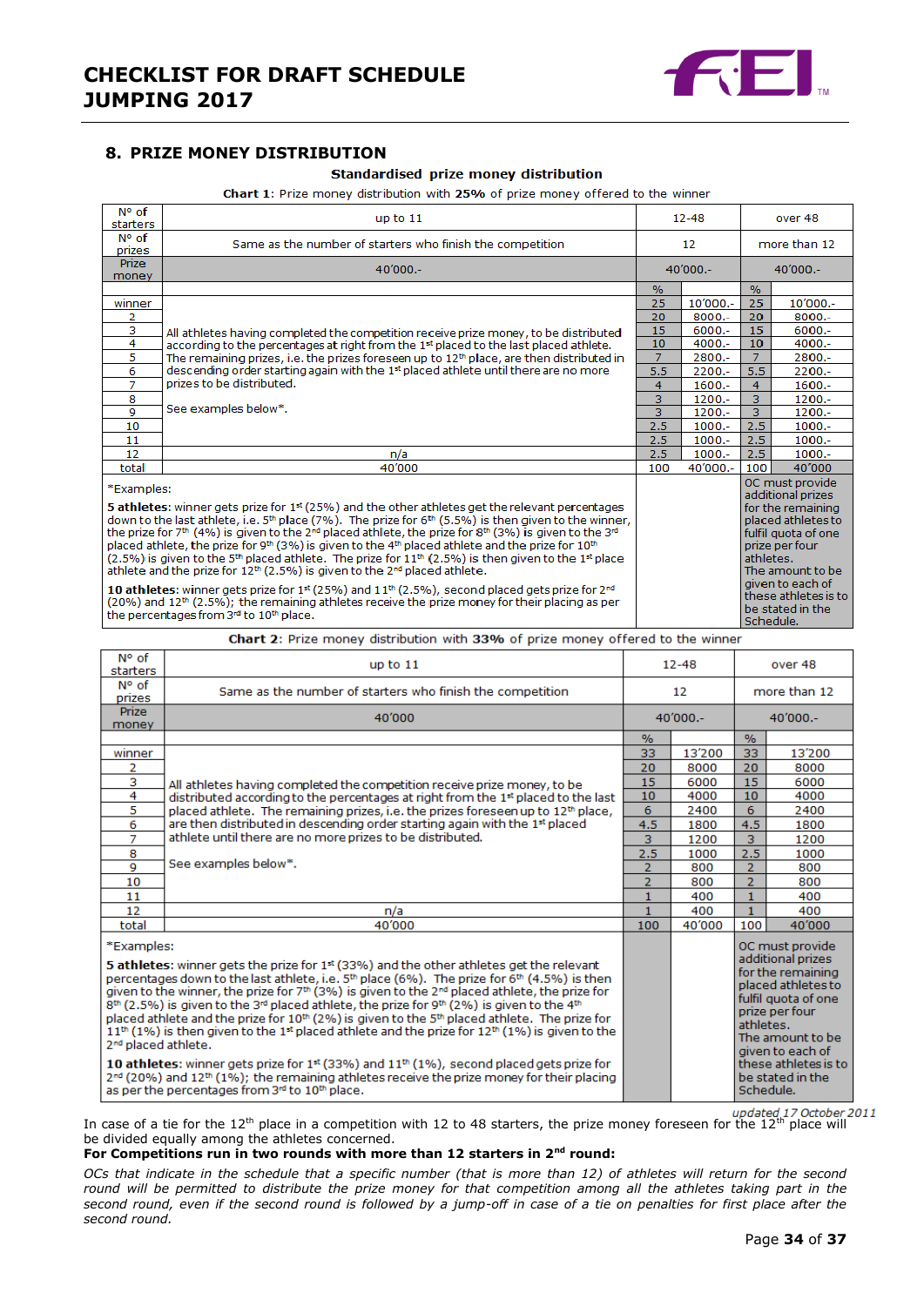## 8. PRIZE MONEY DISTRIBUTION

**Standardised prize money distribution**

**Chart 1**: Prize money distribution with **25%** of prize money offered to the winner

| N° of starters | up to 11 | 12-48 | | over 48 | |
|---|---|---|---|---|---|
| N° of prizes | Same as the number of starters who finish the competition | 12 | | more than 12 | |
| Prize money | 40'000.- | 40'000.- | | 40'000.- | |
| | | % | | % | |
| winner | All athletes having completed the competition receive prize money, to be distributed according to the percentages at right from the 1st placed to the last placed athlete. The remaining prizes, i.e. the prizes foreseen up to 12th place, are then distributed in descending order starting again with the 1st placed athlete until there are no more prizes to be distributed. See examples below*. | 25 | 10'000.- | 25 | 10'000.- |
| 2 | | 20 | 8000.- | 20 | 8000.- |
| 3 | | 15 | 6000.- | 15 | 6000.- |
| 4 | | 10 | 4000.- | 10 | 4000.- |
| 5 | | 7 | 2800.- | 7 | 2800.- |
| 6 | | 5.5 | 2200.- | 5.5 | 2200.- |
| 7 | | 4 | 1600.- | 4 | 1600.- |
| 8 | | 3 | 1200.- | 3 | 1200.- |
| 9 | | 3 | 1200.- | 3 | 1200.- |
| 10 | | 2.5 | 1000.- | 2.5 | 1000.- |
| 11 | | 2.5 | 1000.- | 2.5 | 1000.- |
| 12 | n/a | 2.5 | 1000.- | 2.5 | 1000.- |
| total | 40'000 | 100 | 40'000.- | 100 | 40'000 |

*Examples:

**5 athletes:** winner gets prize for 1st (25%) and the other athletes get the relevant percentages down to the last athlete, i.e. 5th place (7%). The prize for 6th (5.5%) is then given to the winner, the prize for 7th (4%) is given to the 2nd placed athlete, the prize for 8th (3%) is given to the 3rd placed athlete, the prize for 9th (3%) is given to the 4th placed athlete and the prize for 10th (2.5%) is given to the 5th placed athlete. The prize for 11th (2.5%) is then given to the 1st place athlete and the prize for 12th (2.5%) is given to the 2nd placed athlete.

**10 athletes:** winner gets prize for 1st (25%) and 11th (2.5%), second placed gets prize for 2nd (20%) and 12th (2.5%); the remaining athletes receive the prize money for their placing as per the percentages from 3rd to 10th place.

(over 48:) OC must provide additional prizes for the remaining placed athletes to fulfil quota of one prize per four athletes. The amount to be given to each of these athletes is to be stated in the Schedule.

**Chart 2**: Prize money distribution with **33%** of prize money offered to the winner

| N° of starters | up to 11 | 12-48 | | over 48 | |
|---|---|---|---|---|---|
| N° of prizes | Same as the number of starters who finish the competition | 12 | | more than 12 | |
| Prize money | 40'000 | 40'000.- | | 40'000.- | |
| | | % | | % | |
| winner | All athletes having completed the competition receive prize money, to be distributed according to the percentages at right from the 1st placed to the last placed athlete. The remaining prizes, i.e. the prizes foreseen up to 12th place, are then distributed in descending order starting again with the 1st placed athlete until there are no more prizes to be distributed. See examples below*. | 33 | 13'200 | 33 | 13'200 |
| 2 | | 20 | 8000 | 20 | 8000 |
| 3 | | 15 | 6000 | 15 | 6000 |
| 4 | | 10 | 4000 | 10 | 4000 |
| 5 | | 6 | 2400 | 6 | 2400 |
| 6 | | 4.5 | 1800 | 4.5 | 1800 |
| 7 | | 3 | 1200 | 3 | 1200 |
| 8 | | 2.5 | 1000 | 2.5 | 1000 |
| 9 | | 2 | 800 | 2 | 800 |
| 10 | | 2 | 800 | 2 | 800 |
| 11 | | 1 | 400 | 1 | 400 |
| 12 | n/a | 1 | 400 | 1 | 400 |
| total | 40'000 | 100 | 40'000 | 100 | 40'000 |

*Examples:

**5 athletes**: winner gets the prize for 1st (33%) and the other athletes get the relevant percentages down to the last athlete, i.e. 5th place (6%). The prize for 6th (4.5%) is then given to the winner, the prize for 7th (3%) is given to the 2nd placed athlete, the prize for 8th (2.5%) is given to the 3rd placed athlete, the prize for 9th (2%) is given to the 4th placed athlete and the prize for 10th (2%) is given to the 5th placed athlete. The prize for 11th (1%) is then given to the 1st placed athlete and the prize for 12th (1%) is given to the 2nd placed athlete.

**10 athletes**: winner gets prize for 1st (33%) and 11th (1%), second placed gets prize for 2nd (20%) and 12th (1%); the remaining athletes receive the prize money for their placing as per the percentages from 3rd to 10th place.

(over 48:) OC must provide additional prizes for the remaining placed athletes to fulfil quota of one prize per four athletes. The amount to be given to each of these athletes is to be stated in the Schedule.

updated 17 October 2011

In case of a tie for the 12th place in a competition with 12 to 48 starters, the prize money foreseen for the 12th place will be divided equally among the athletes concerned.

**For Competitions run in two rounds with more than 12 starters in 2nd round:**

*OCs that indicate in the schedule that a specific number (that is more than 12) of athletes will return for the second round will be permitted to distribute the prize money for that competition among all the athletes taking part in the second round, even if the second round is followed by a jump-off in case of a tie on penalties for first place after the second round.*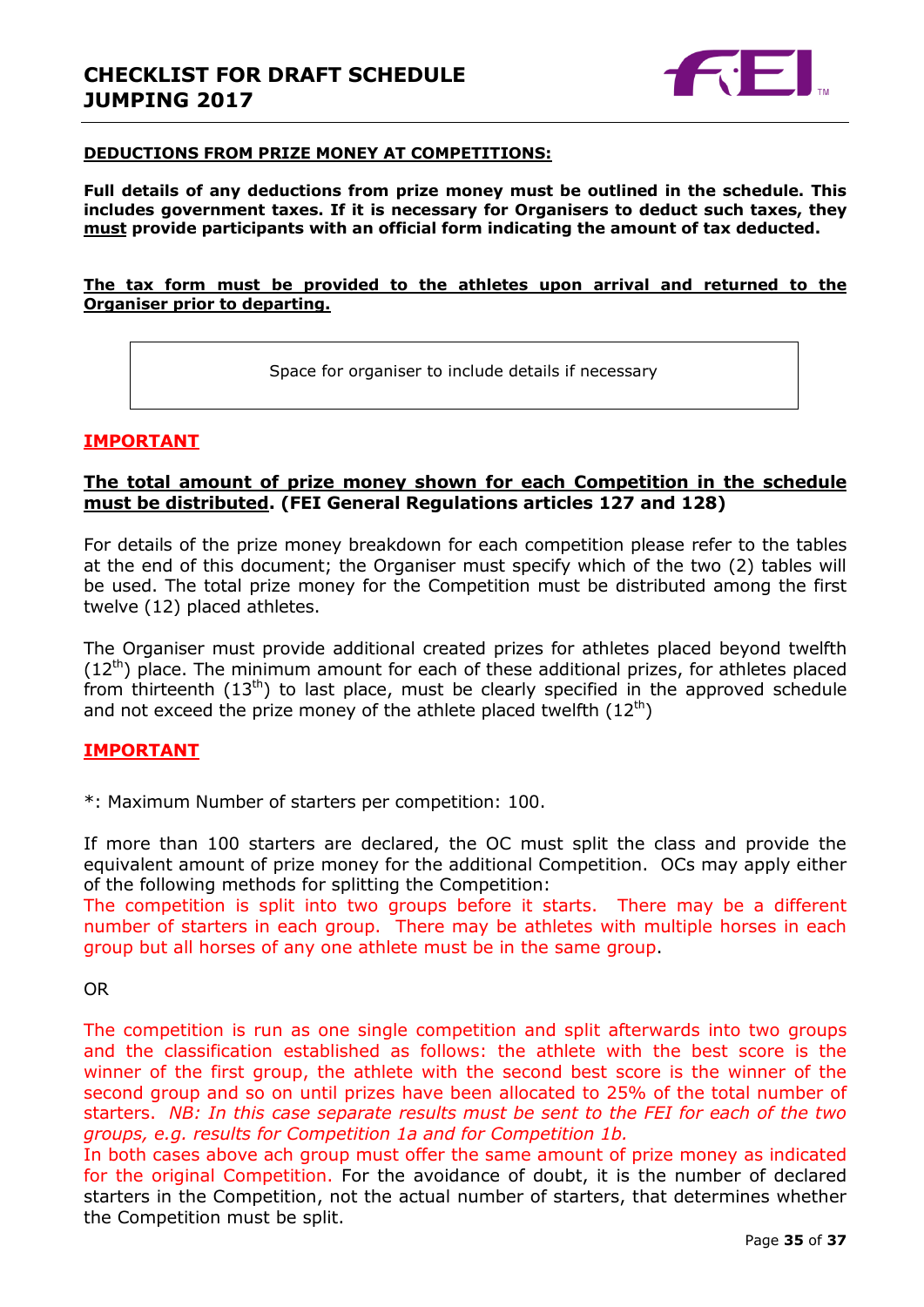**DEDUCTIONS FROM PRIZE MONEY AT COMPETITIONS:**

**Full details of any deductions from prize money must be outlined in the schedule. This includes government taxes. If it is necessary for Organisers to deduct such taxes, they must provide participants with an official form indicating the amount of tax deducted.**

**The tax form must be provided to the athletes upon arrival and returned to the Organiser prior to departing.**

| Space for organiser to include details if necessary |
|---|

**IMPORTANT**

**The total amount of prize money shown for each Competition in the schedule must be distributed. (FEI General Regulations articles 127 and 128)**

For details of the prize money breakdown for each competition please refer to the tables at the end of this document; the Organiser must specify which of the two (2) tables will be used. The total prize money for the Competition must be distributed among the first twelve (12) placed athletes.

The Organiser must provide additional created prizes for athletes placed beyond twelfth (12th) place. The minimum amount for each of these additional prizes, for athletes placed from thirteenth (13th) to last place, must be clearly specified in the approved schedule and not exceed the prize money of the athlete placed twelfth (12th)

**IMPORTANT**

*: Maximum Number of starters per competition: 100.

If more than 100 starters are declared, the OC must split the class and provide the equivalent amount of prize money for the additional Competition. OCs may apply either of the following methods for splitting the Competition:
The competition is split into two groups before it starts. There may be a different number of starters in each group. There may be athletes with multiple horses in each group but all horses of any one athlete must be in the same group.

OR

The competition is run as one single competition and split afterwards into two groups and the classification established as follows: the athlete with the best score is the winner of the first group, the athlete with the second best score is the winner of the second group and so on until prizes have been allocated to 25% of the total number of starters. *NB: In this case separate results must be sent to the FEI for each of the two groups, e.g. results for Competition 1a and for Competition 1b.*
In both cases above ach group must offer the same amount of prize money as indicated for the original Competition. For the avoidance of doubt, it is the number of declared starters in the Competition, not the actual number of starters, that determines whether the Competition must be split.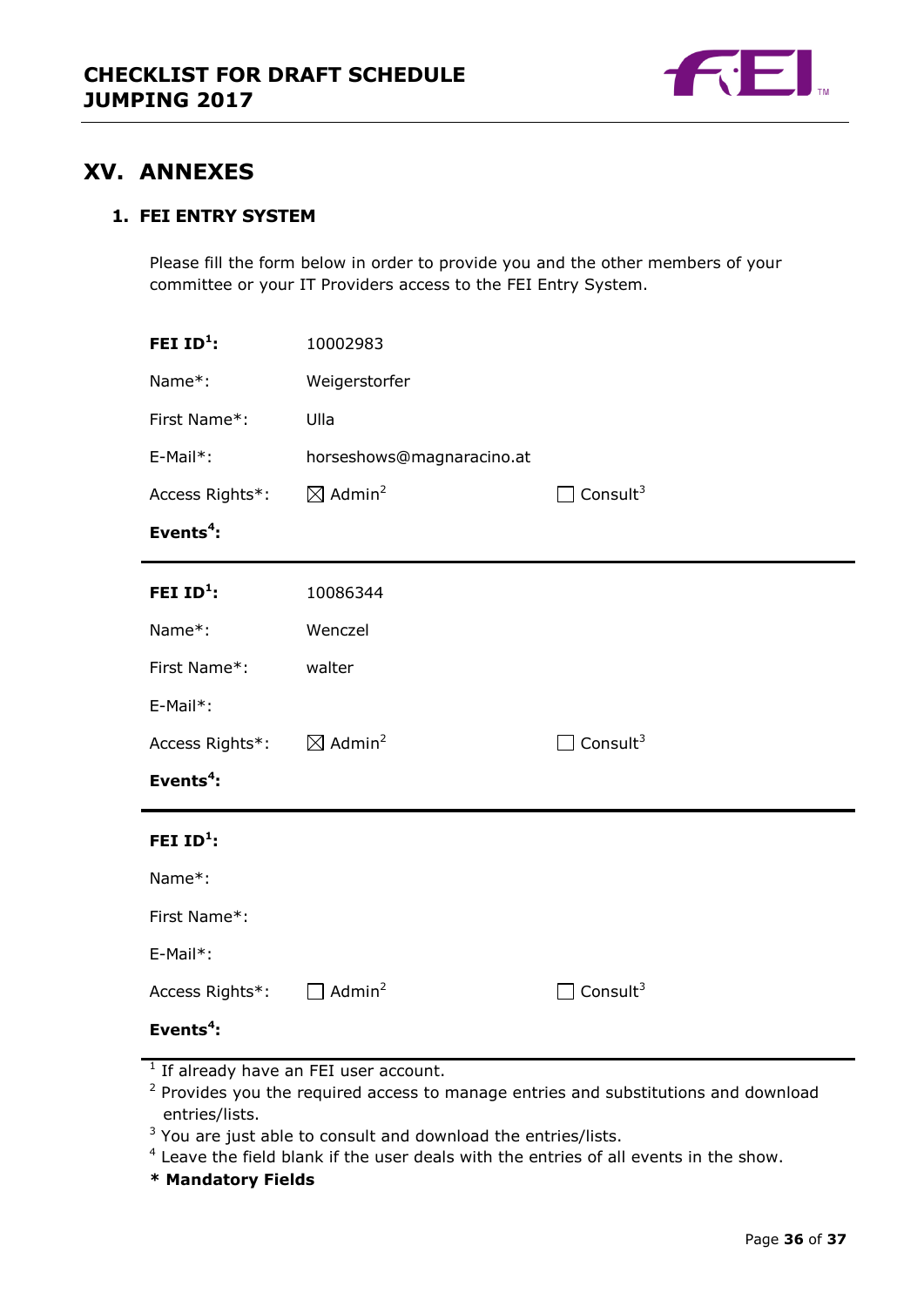# XV. ANNEXES

## 1. FEI ENTRY SYSTEM

Please fill the form below in order to provide you and the other members of your committee or your IT Providers access to the FEI Entry System.

| | | |
|---|---|---|
| **FEI ID[1]:** | 10002983 | |
| Name*: | Weigerstorfer | |
| First Name*: | Ulla | |
| E-Mail*: | horseshows@magnaracino.at | |
| Access Rights*: | ☒ Admin[2] | ☐ Consult[3] |
| **Events[4]:** | | |

---

| | | |
|---|---|---|
| **FEI ID[1]:** | 10086344 | |
| Name*: | Wenczel | |
| First Name*: | walter | |
| E-Mail*: | | |
| Access Rights*: | ☒ Admin[2] | ☐ Consult[3] |
| **Events[4]:** | | |

---

| | | |
|---|---|---|
| **FEI ID[1]:** | | |
| Name*: | | |
| First Name*: | | |
| E-Mail*: | | |
| Access Rights*: | ☐ Admin[2] | ☐ Consult[3] |
| **Events[4]:** | | |

---

[1] If already have an FEI user account.

[2] Provides you the required access to manage entries and substitutions and download entries/lists.

[3] You are just able to consult and download the entries/lists.

[4] Leave the field blank if the user deals with the entries of all events in the show.

**\* Mandatory Fields**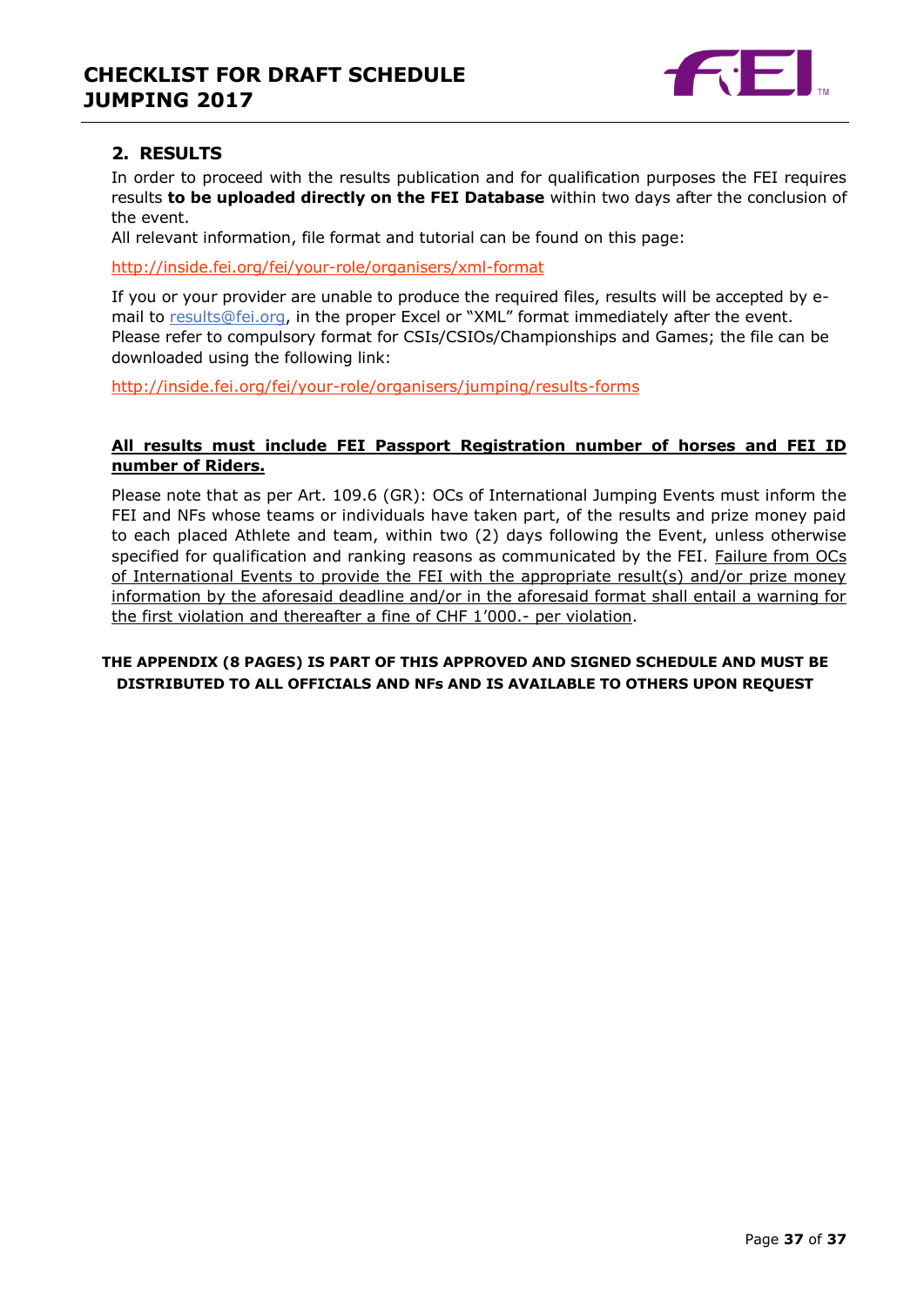## 2. RESULTS

In order to proceed with the results publication and for qualification purposes the FEI requires results **to be uploaded directly on the FEI Database** within two days after the conclusion of the event.
All relevant information, file format and tutorial can be found on this page:

http://inside.fei.org/fei/your-role/organisers/xml-format

If you or your provider are unable to produce the required files, results will be accepted by e-mail to results@fei.org, in the proper Excel or "XML" format immediately after the event.
Please refer to compulsory format for CSIs/CSIOs/Championships and Games; the file can be downloaded using the following link:

http://inside.fei.org/fei/your-role/organisers/jumping/results-forms

**All results must include FEI Passport Registration number of horses and FEI ID number of Riders.**

Please note that as per Art. 109.6 (GR): OCs of International Jumping Events must inform the FEI and NFs whose teams or individuals have taken part, of the results and prize money paid to each placed Athlete and team, within two (2) days following the Event, unless otherwise specified for qualification and ranking reasons as communicated by the FEI. Failure from OCs of International Events to provide the FEI with the appropriate result(s) and/or prize money information by the aforesaid deadline and/or in the aforesaid format shall entail a warning for the first violation and thereafter a fine of CHF 1'000.- per violation.

**THE APPENDIX (8 PAGES) IS PART OF THIS APPROVED AND SIGNED SCHEDULE AND MUST BE DISTRIBUTED TO ALL OFFICIALS AND NFs AND IS AVAILABLE TO OTHERS UPON REQUEST**